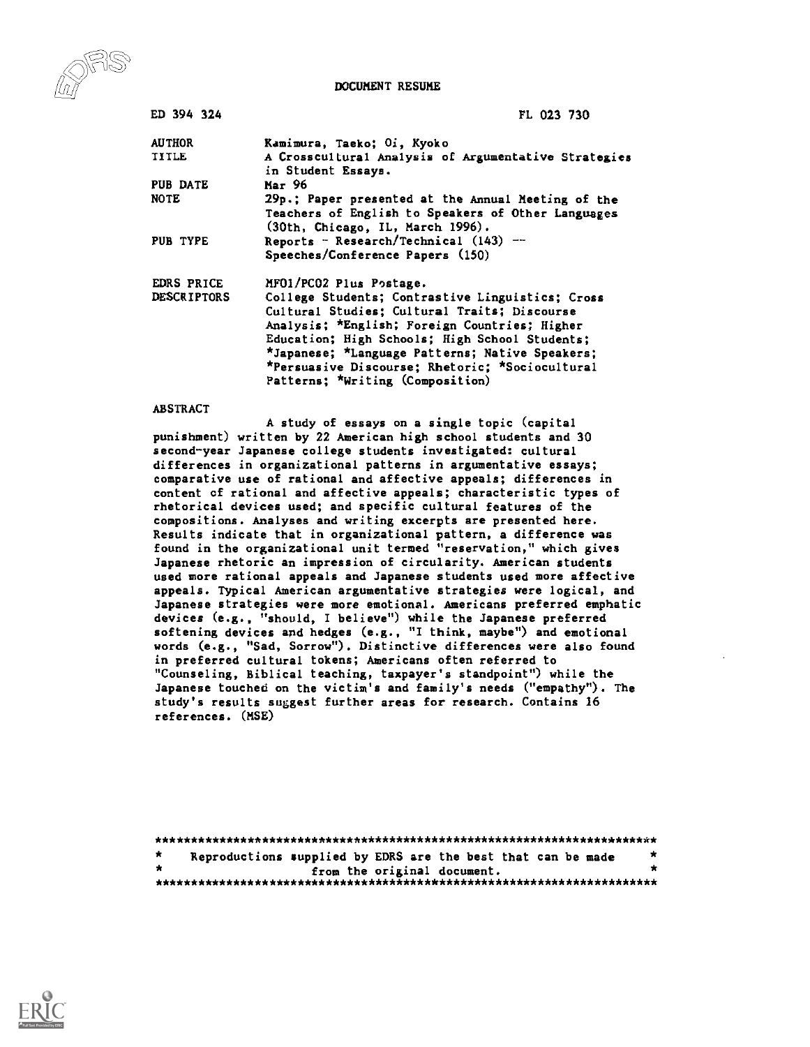# DOCUMENT RESUME

| | |
|---|---|
| ED 394 324 | FL 023 730 |
| AUTHOR | Kamimura, Taeko; Oi, Kyoko |
| TITLE | A Crosscultural Analysis of Argumentative Strategies in Student Essays. |
| PUB DATE | Mar 96 |
| NOTE | 29p.; Paper presented at the Annual Meeting of the Teachers of English to Speakers of Other Languages (30th, Chicago, IL, March 1996). |
| PUB TYPE | Reports - Research/Technical (143) -- Speeches/Conference Papers (150) |
| EDRS PRICE | MF01/PC02 Plus Postage. |
| DESCRIPTORS | College Students; Contrastive Linguistics; Cross Cultural Studies; Cultural Traits; Discourse Analysis; *English; Foreign Countries; Higher Education; High Schools; High School Students; *Japanese; *Language Patterns; Native Speakers; *Persuasive Discourse; Rhetoric; *Sociocultural Patterns; *Writing (Composition) |

## ABSTRACT

A study of essays on a single topic (capital punishment) written by 22 American high school students and 30 second-year Japanese college students investigated: cultural differences in organizational patterns in argumentative essays; comparative use of rational and affective appeals; differences in content of rational and affective appeals; characteristic types of rhetorical devices used; and specific cultural features of the compositions. Analyses and writing excerpts are presented here. Results indicate that in organizational pattern, a difference was found in the organizational unit termed "reservation," which gives Japanese rhetoric an impression of circularity. American students used more rational appeals and Japanese students used more affective appeals. Typical American argumentative strategies were logical, and Japanese strategies were more emotional. Americans preferred emphatic devices (e.g., "should, I believe") while the Japanese preferred softening devices and hedges (e.g., "I think, maybe") and emotional words (e.g., "Sad, Sorrow"). Distinctive differences were also found in preferred cultural tokens; Americans often referred to "Counseling, Biblical teaching, taxpayer's standpoint") while the Japanese touched on the victim's and family's needs ("empathy"). The study's results suggest further areas for research. Contains 16 references. (MSE)

***********************************************************************
* Reproductions supplied by EDRS are the best that can be made *
* from the original document. *
***********************************************************************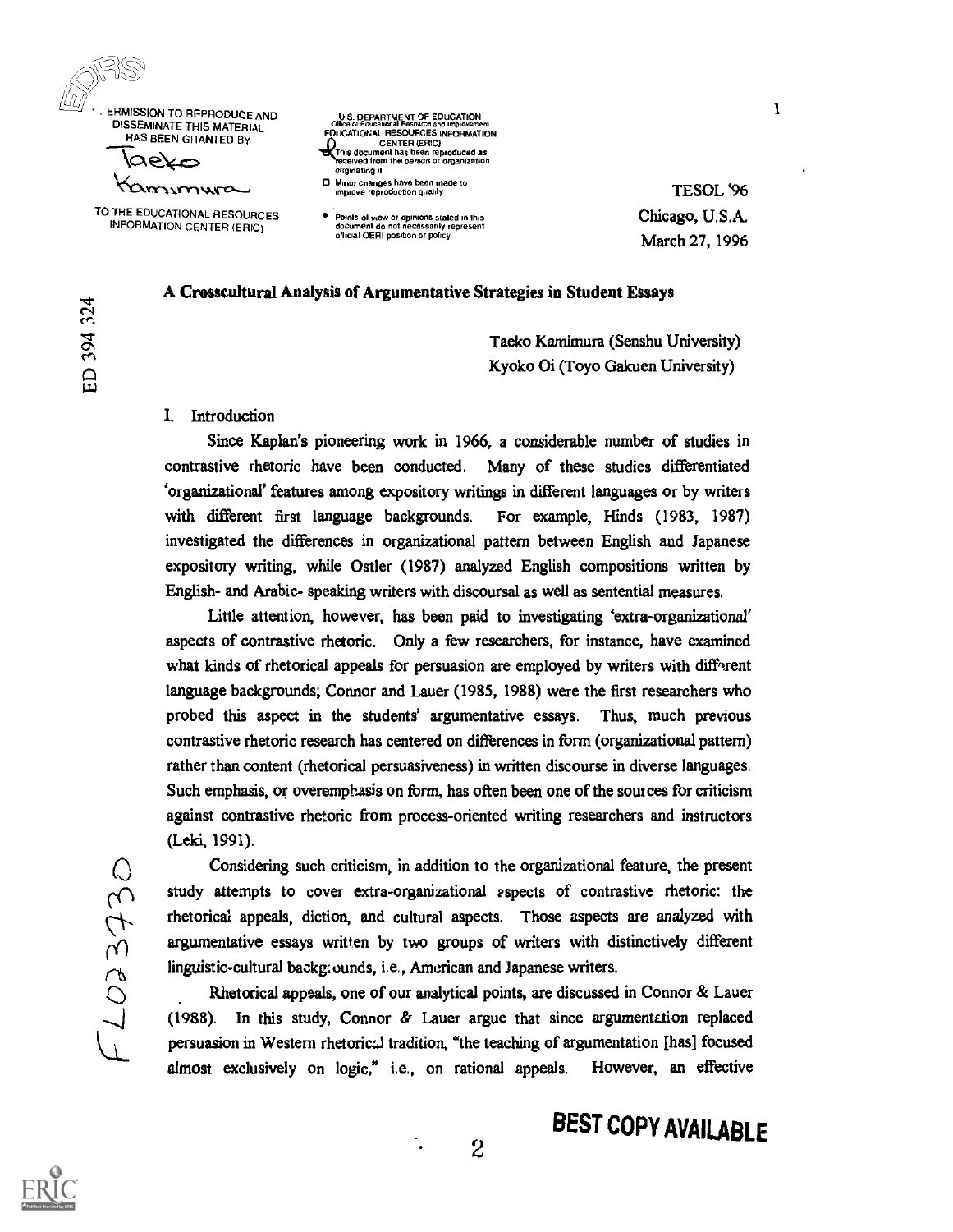TESOL '96
Chicago, U.S.A.
March 27, 1996

### A Crosscultural Analysis of Argumentative Strategies in Student Essays

Taeko Kamimura (Senshu University)
Kyoko Oi (Toyo Gakuen University)

## I. Introduction

Since Kaplan's pioneering work in 1966, a considerable number of studies in contrastive rhetoric have been conducted. Many of these studies differentiated 'organizational' features among expository writings in different languages or by writers with different first language backgrounds. For example, Hinds (1983, 1987) investigated the differences in organizational pattern between English and Japanese expository writing, while Ostler (1987) analyzed English compositions written by English- and Arabic- speaking writers with discoursal as well as sentential measures.

Little attention, however, has been paid to investigating 'extra-organizational' aspects of contrastive rhetoric. Only a few researchers, for instance, have examined what kinds of rhetorical appeals for persuasion are employed by writers with different language backgrounds; Connor and Lauer (1985, 1988) were the first researchers who probed this aspect in the students' argumentative essays. Thus, much previous contrastive rhetoric research has centered on differences in form (organizational pattern) rather than content (rhetorical persuasiveness) in written discourse in diverse languages. Such emphasis, or overemphasis on form, has often been one of the sources for criticism against contrastive rhetoric from process-oriented writing researchers and instructors (Leki, 1991).

Considering such criticism, in addition to the organizational feature, the present study attempts to cover extra-organizational aspects of contrastive rhetoric: the rhetorical appeals, diction, and cultural aspects. Those aspects are analyzed with argumentative essays written by two groups of writers with distinctively different linguistic-cultural backgrounds, i.e., American and Japanese writers.

Rhetorical appeals, one of our analytical points, are discussed in Connor & Lauer (1988). In this study, Connor & Lauer argue that since argumentation replaced persuasion in Western rhetorical tradition, "the teaching of argumentation [has] focused almost exclusively on logic," i.e., on rational appeals. However, an effective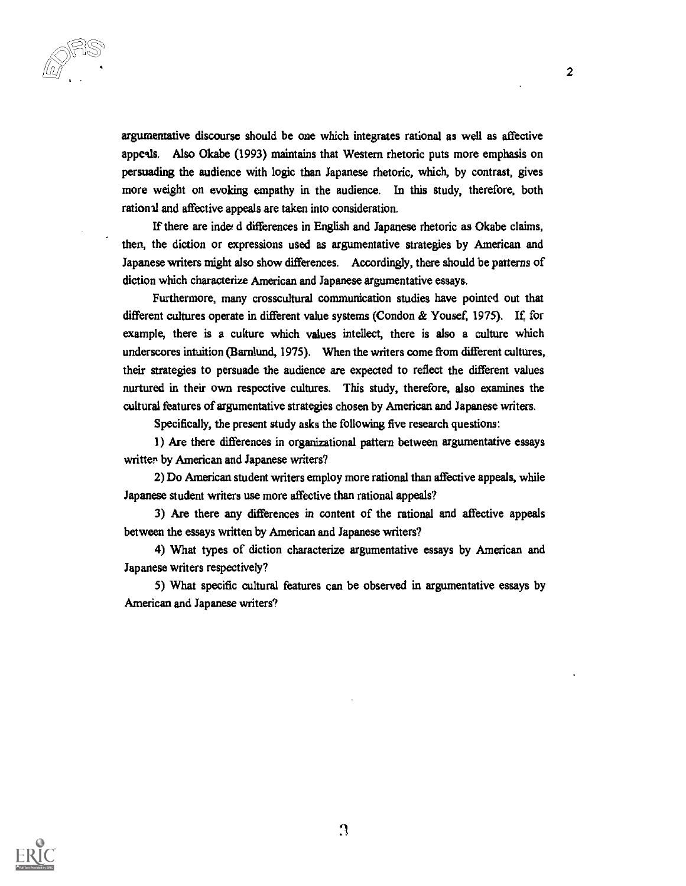argumentative discourse should be one which integrates rational as well as affective appeals. Also Okabe (1993) maintains that Western rhetoric puts more emphasis on persuading the audience with logic than Japanese rhetoric, which, by contrast, gives more weight on evoking empathy in the audience. In this study, therefore, both rational and affective appeals are taken into consideration.

If there are indeed differences in English and Japanese rhetoric as Okabe claims, then, the diction or expressions used as argumentative strategies by American and Japanese writers might also show differences. Accordingly, there should be patterns of diction which characterize American and Japanese argumentative essays.

Furthermore, many crosscultural communication studies have pointed out that different cultures operate in different value systems (Condon & Yousef, 1975). If, for example, there is a culture which values intellect, there is also a culture which underscores intuition (Barnlund, 1975). When the writers come from different cultures, their strategies to persuade the audience are expected to reflect the different values nurtured in their own respective cultures. This study, therefore, also examines the cultural features of argumentative strategies chosen by American and Japanese writers.

Specifically, the present study asks the following five research questions:

1) Are there differences in organizational pattern between argumentative essays written by American and Japanese writers?

2) Do American student writers employ more rational than affective appeals, while Japanese student writers use more affective than rational appeals?

3) Are there any differences in content of the rational and affective appeals between the essays written by American and Japanese writers?

4) What types of diction characterize argumentative essays by American and Japanese writers respectively?

5) What specific cultural features can be observed in argumentative essays by American and Japanese writers?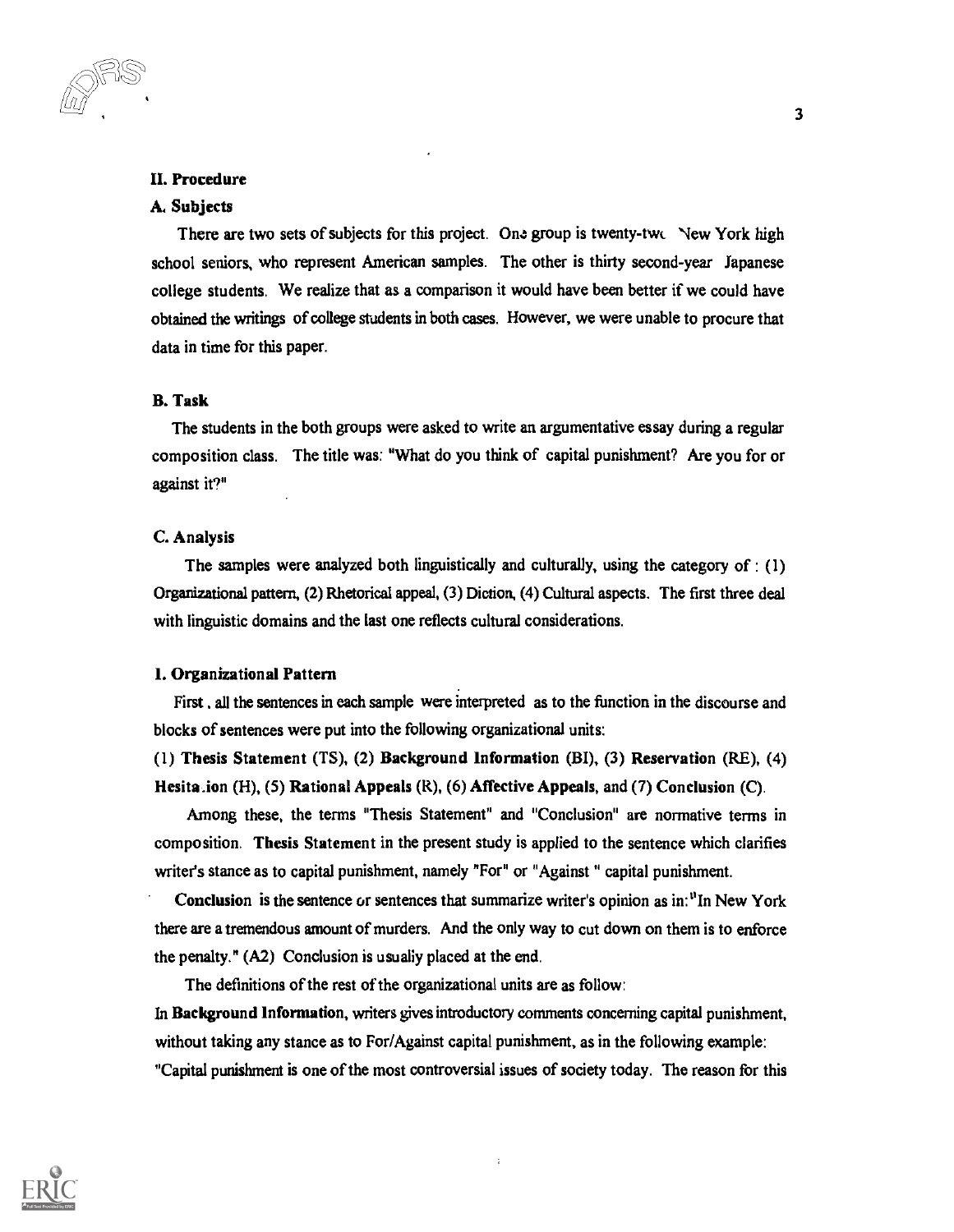## II. Procedure

### A. Subjects

There are two sets of subjects for this project. One group is twenty-two New York high school seniors, who represent American samples. The other is thirty second-year Japanese college students. We realize that as a comparison it would have been better if we could have obtained the writings of college students in both cases. However, we were unable to procure that data in time for this paper.

### B. Task

The students in the both groups were asked to write an argumentative essay during a regular composition class. The title was: "What do you think of capital punishment? Are you for or against it?"

### C. Analysis

The samples were analyzed both linguistically and culturally, using the category of : (1) Organizational pattern, (2) Rhetorical appeal, (3) Diction, (4) Cultural aspects. The first three deal with linguistic domains and the last one reflects cultural considerations.

#### 1. Organizational Pattern

First, all the sentences in each sample were interpreted as to the function in the discourse and blocks of sentences were put into the following organizational units:

(1) **Thesis Statement** (TS), (2) **Background Information** (BI), (3) **Reservation** (RE), (4) **Hesitation** (H), (5) **Rational Appeals** (R), (6) **Affective Appeals**, and (7) **Conclusion** (C).

Among these, the terms "Thesis Statement" and "Conclusion" are normative terms in composition. **Thesis Statement** in the present study is applied to the sentence which clarifies writer's stance as to capital punishment, namely "For" or "Against " capital punishment.

**Conclusion** is the sentence or sentences that summarize writer's opinion as in: "In New York there are a tremendous amount of murders. And the only way to cut down on them is to enforce the penalty." (A2) Conclusion is usually placed at the end.

The definitions of the rest of the organizational units are as follow:

In **Background Information**, writers gives introductory comments concerning capital punishment, without taking any stance as to For/Against capital punishment, as in the following example: "Capital punishment is one of the most controversial issues of society today. The reason for this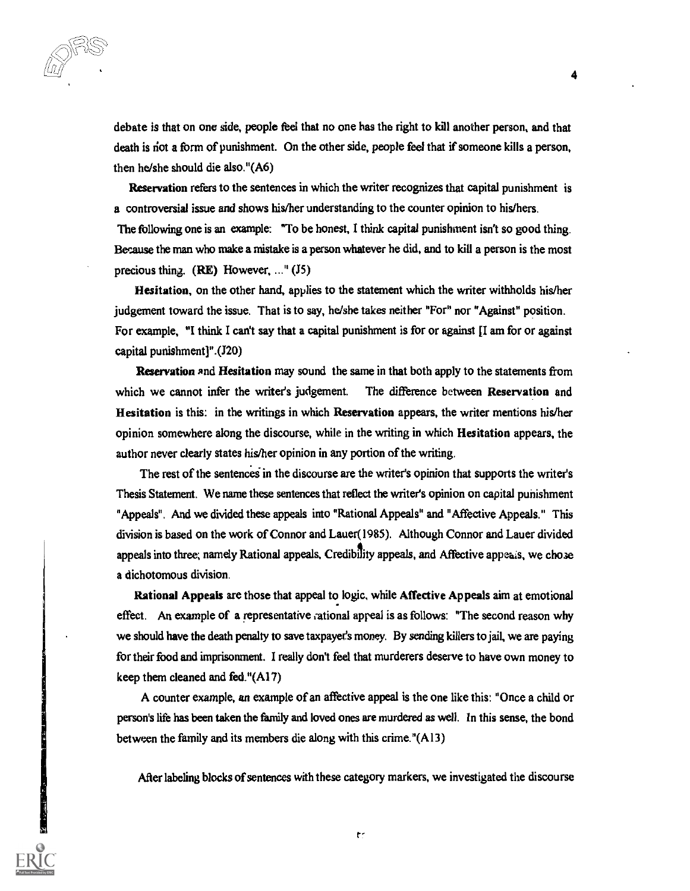debate is that on one side, people feel that no one has the right to kill another person, and that death is not a form of punishment. On the other side, people feel that if someone kills a person, then he/she should die also."(A6)

**Reservation** refers to the sentences in which the writer recognizes that capital punishment is a controversial issue and shows his/her understanding to the counter opinion to his/hers. The following one is an example: "To be honest, I think capital punishment isn't so good thing. Because the man who make a mistake is a person whatever he did, and to kill a person is the most precious thing. **(RE)** However, ..." (J5)

**Hesitation**, on the other hand, applies to the statement which the writer withholds his/her judgement toward the issue. That is to say, he/she takes neither "For" nor "Against" position. For example, "I think I can't say that a capital punishment is for or against [I am for or against capital punishment]".(J20)

**Reservation** and **Hesitation** may sound the same in that both apply to the statements from which we cannot infer the writer's judgement. The difference between **Reservation** and **Hesitation** is this: in the writings in which **Reservation** appears, the writer mentions his/her opinion somewhere along the discourse, while in the writing in which **Hesitation** appears, the author never clearly states his/her opinion in any portion of the writing.

The rest of the sentences in the discourse are the writer's opinion that supports the writer's Thesis Statement. We name these sentences that reflect the writer's opinion on capital punishment "Appeals". And we divided these appeals into "Rational Appeals" and "Affective Appeals." This division is based on the work of Connor and Lauer(1985). Although Connor and Lauer divided appeals into three; namely Rational appeals, Credibility appeals, and Affective appeals, we chose a dichotomous division.

**Rational Appeals** are those that appeal to logic, while **Affective Appeals** aim at emotional effect. An example of a representative rational appeal is as follows: "The second reason why we should have the death penalty to save taxpayer's money. By sending killers to jail, we are paying for their food and imprisonment. I really don't feel that murderers deserve to have own money to keep them cleaned and fed."(A17)

A counter example, an example of an affective appeal is the one like this: "Once a child or person's life has been taken the family and loved ones are murdered as well. In this sense, the bond between the family and its members die along with this crime."(A13)

After labeling blocks of sentences with these category markers, we investigated the discourse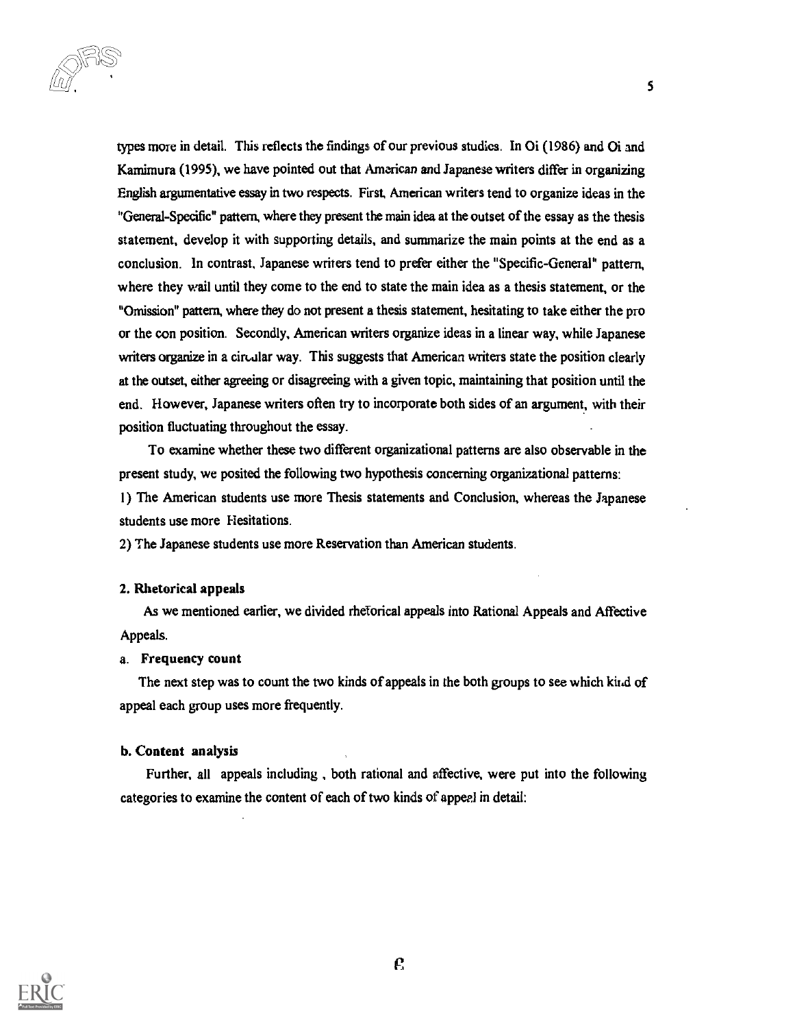types more in detail. This reflects the findings of our previous studies. In Oi (1986) and Oi and Kamimura (1995), we have pointed out that American and Japanese writers differ in organizing English argumentative essay in two respects. First, American writers tend to organize ideas in the "General-Specific" pattern, where they present the main idea at the outset of the essay as the thesis statement, develop it with supporting details, and summarize the main points at the end as a conclusion. In contrast, Japanese writers tend to prefer either the "Specific-General" pattern, where they wail until they come to the end to state the main idea as a thesis statement, or the "Omission" pattern, where they do not present a thesis statement, hesitating to take either the pro or the con position. Secondly, American writers organize ideas in a linear way, while Japanese writers organize in a circular way. This suggests that American writers state the position clearly at the outset, either agreeing or disagreeing with a given topic, maintaining that position until the end. However, Japanese writers often try to incorporate both sides of an argument, with their position fluctuating throughout the essay.

To examine whether these two different organizational patterns are also observable in the present study, we posited the following two hypothesis concerning organizational patterns:

1) The American students use more Thesis statements and Conclusion, whereas the Japanese students use more Hesitations.

2) The Japanese students use more Reservation than American students.

**2. Rhetorical appeals**

As we mentioned earlier, we divided rhetorical appeals into Rational Appeals and Affective Appeals.

a. **Frequency count**

The next step was to count the two kinds of appeals in the both groups to see which kind of appeal each group uses more frequently.

**b. Content analysis**

Further, all appeals including , both rational and affective, were put into the following categories to examine the content of each of two kinds of appeal in detail: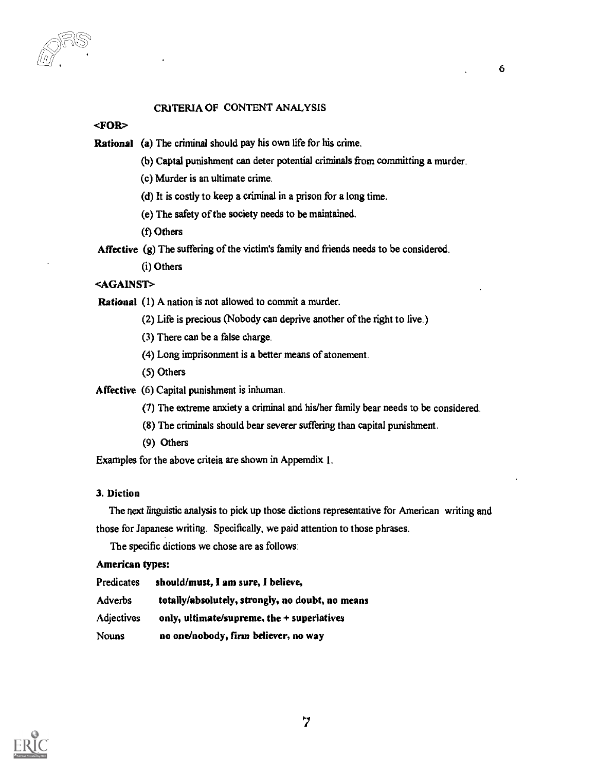## CRITERIA OF CONTENT ANALYSIS

<FOR>

**Rational** (a) The criminal should pay his own life for his crime.

(b) Captal punishment can deter potential criminals from committing a murder.

(c) Murder is an ultimate crime.

(d) It is costly to keep a criminal in a prison for a long time.

(e) The safety of the society needs to be maintained.

(f) Others

**Affective** (g) The suffering of the victim's family and friends needs to be considered.

(i) Others

<AGAINST>

**Rational** (1) A nation is not allowed to commit a murder.

(2) Life is precious (Nobody can deprive another of the right to live.)

(3) There can be a false charge.

(4) Long imprisonment is a better means of atonement.

(5) Others

**Affective** (6) Capital punishment is inhuman.

(7) The extreme anxiety a criminal and his/her family bear needs to be considered.

(8) The criminals should bear severer suffering than capital punishment.

(9) Others

Examples for the above criteia are shown in Appemdix 1.

### 3. Diction

The next linguistic analysis to pick up those dictions representative for American writing and those for Japanese writing. Specifically, we paid attention to those phrases.

The specific dictions we chose are as follows:

**American types:**

| | |
|---|---|
| Predicates | **should/must, I am sure, I believe,** |
| Adverbs | **totally/absolutely, strongly, no doubt, no means** |
| Adjectives | **only, ultimate/supreme, the + superlatives** |
| Nouns | **no one/nobody, firm believer, no way** |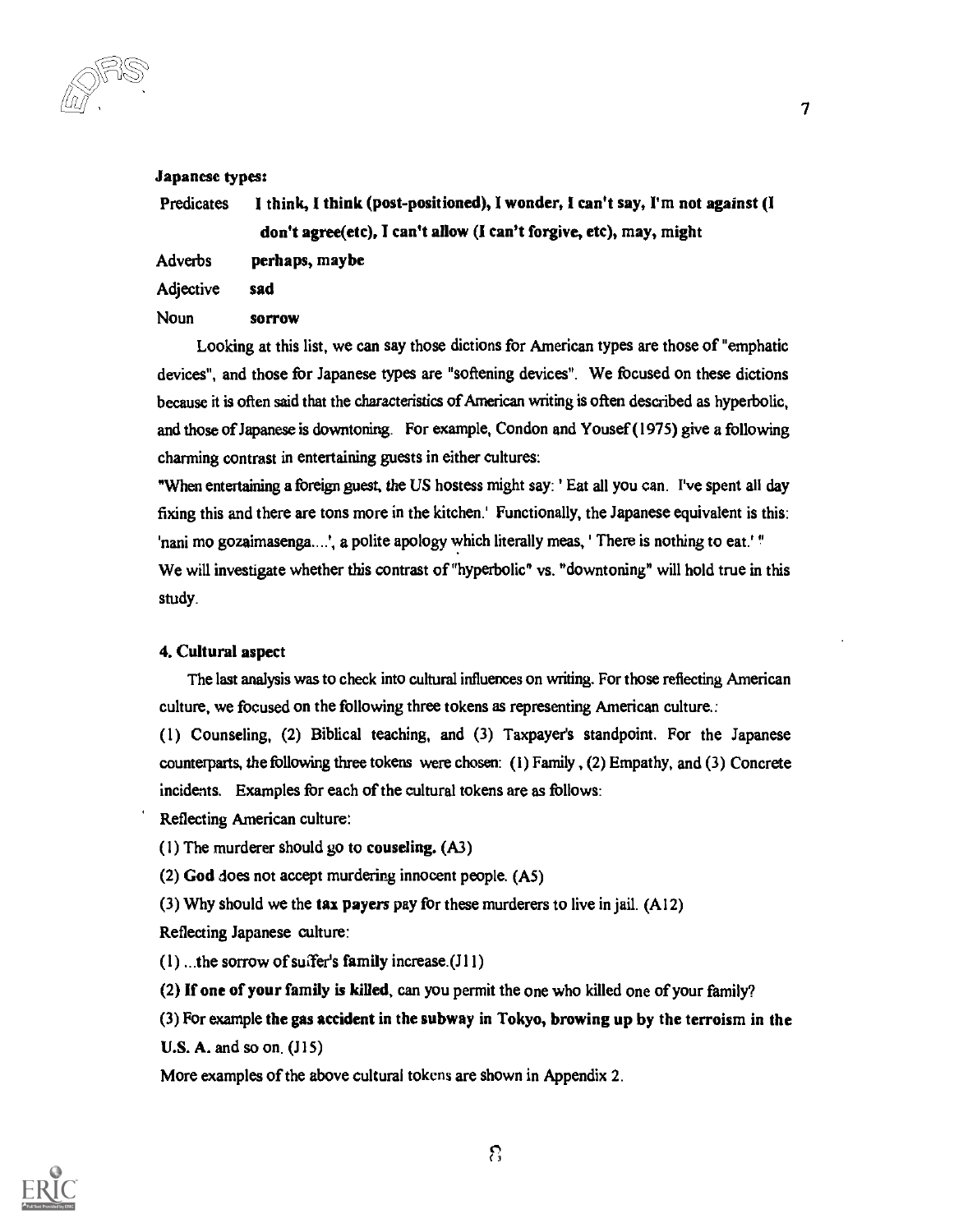**Japanese types:**

Predicates **I think, I think (post-positioned), I wonder, I can't say, I'm not against (I don't agree(etc), I can't allow (I can't forgive, etc), may, might**

Adverbs **perhaps, maybe**

Adjective **sad**

Noun **sorrow**

Looking at this list, we can say those dictions for American types are those of "emphatic devices", and those for Japanese types are "softening devices". We focused on these dictions because it is often said that the characteristics of American writing is often described as hyperbolic, and those of Japanese is downtoning. For example, Condon and Yousef (1975) give a following charming contrast in entertaining guests in either cultures:

"When entertaining a foreign guest, the US hostess might say: ' Eat all you can. I've spent all day fixing this and there are tons more in the kitchen.' Functionally, the Japanese equivalent is this: 'nani mo gozaimasenga....', a polite apology which literally meas, ' There is nothing to eat.' "

We will investigate whether this contrast of "hyperbolic" vs. "downtoning" will hold true in this study.

### 4. Cultural aspect

The last analysis was to check into cultural influences on writing. For those reflecting American culture, we focused on the following three tokens as representing American culture.:

(1) Counseling, (2) Biblical teaching, and (3) Taxpayer's standpoint. For the Japanese counterparts, the following three tokens were chosen: (1) Family , (2) Empathy, and (3) Concrete incidents. Examples for each of the cultural tokens are as follows:

Reflecting American culture:

(1) The murderer should go to **couseling.** (A3)

(2) **God** does not accept murdering innocent people. (A5)

(3) Why should we the **tax payers** pay for these murderers to live in jail. (A12)

Reflecting Japanese culture:

(1) ...the sorrow of suffer's **family** increase.(J11)

(2) **If one of your family is killed**, can you permit the one who killed one of your family?

(3) For example **the gas accident in the subway in Tokyo, browing up by the terroism in the U.S. A.** and so on. (J15)

More examples of the above cultural tokens are shown in Appendix 2.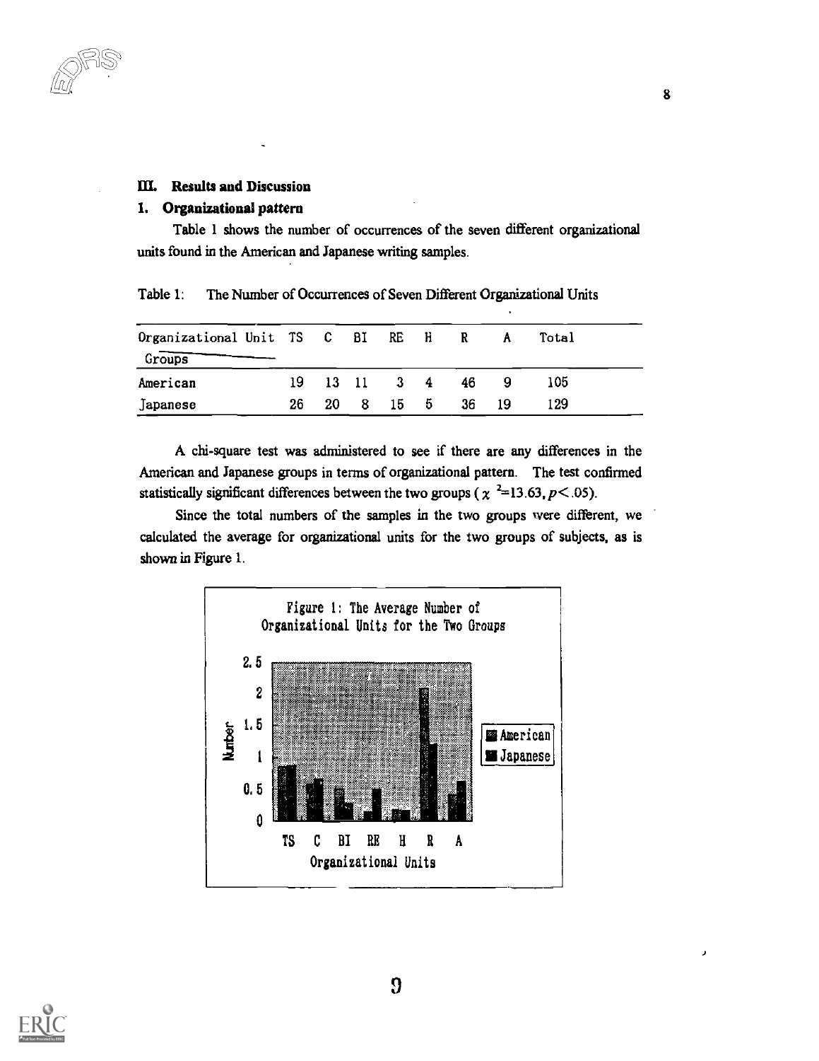## III. Results and Discussion

### 1. Organizational pattern

Table 1 shows the number of occurrences of the seven different organizational units found in the American and Japanese writing samples.

Table 1: The Number of Occurrences of Seven Different Organizational Units

| Organizational Unit / Groups | TS | C | BI | RE | H | R | A | Total |
|---|---|---|---|---|---|---|---|---|
| American | 19 | 13 | 11 | 3 | 4 | 46 | 9 | 105 |
| Japanese | 26 | 20 | 8 | 15 | 5 | 36 | 19 | 129 |

A chi-square test was administered to see if there are any differences in the American and Japanese groups in terms of organizational pattern. The test confirmed statistically significant differences between the two groups ($\chi^2$=13.63, $p<.05$).

Since the total numbers of the samples in the two groups were different, we calculated the average for organizational units for the two groups of subjects, as is shown in Figure 1.

Figure 1: The Average Number of Organizational Units for the Two Groups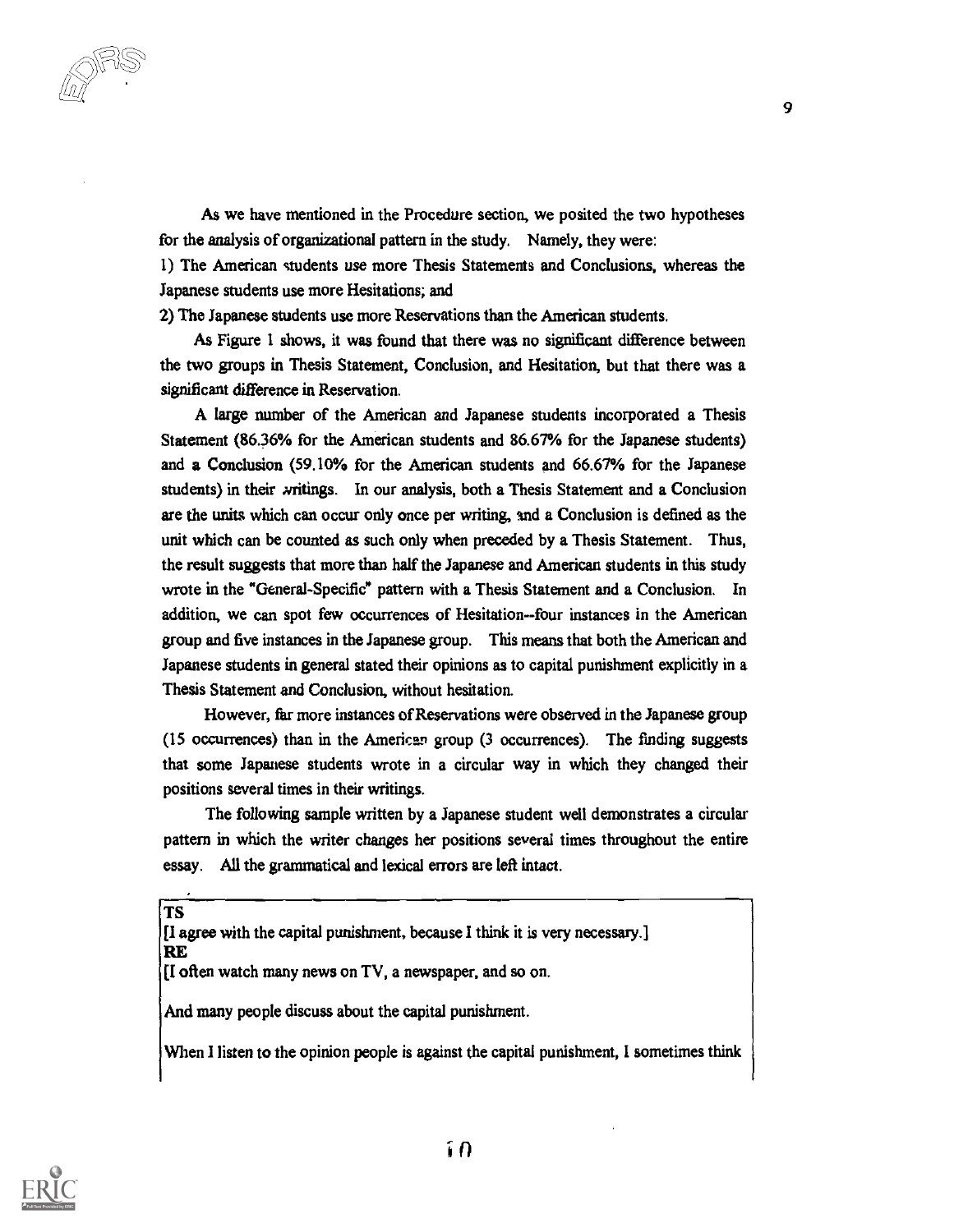As we have mentioned in the Procedure section, we posited the two hypotheses for the analysis of organizational pattern in the study. Namely, they were:

1) The American students use more Thesis Statements and Conclusions, whereas the Japanese students use more Hesitations; and

2) The Japanese students use more Reservations than the American students.

As Figure 1 shows, it was found that there was no significant difference between the two groups in Thesis Statement, Conclusion, and Hesitation, but that there was a significant difference in Reservation.

A large number of the American and Japanese students incorporated a Thesis Statement (86.36% for the American students and 86.67% for the Japanese students) and a Conclusion (59.10% for the American students and 66.67% for the Japanese students) in their writings. In our analysis, both a Thesis Statement and a Conclusion are the units which can occur only once per writing, and a Conclusion is defined as the unit which can be counted as such only when preceded by a Thesis Statement. Thus, the result suggests that more than half the Japanese and American students in this study wrote in the "General-Specific" pattern with a Thesis Statement and a Conclusion. In addition, we can spot few occurrences of Hesitation--four instances in the American group and five instances in the Japanese group. This means that both the American and Japanese students in general stated their opinions as to capital punishment explicitly in a Thesis Statement and Conclusion, without hesitation.

However, far more instances of Reservations were observed in the Japanese group (15 occurrences) than in the American group (3 occurrences). The finding suggests that some Japanese students wrote in a circular way in which they changed their positions several times in their writings.

The following sample written by a Japanese student well demonstrates a circular pattern in which the writer changes her positions several times throughout the entire essay. All the grammatical and lexical errors are left intact.

**TS**

[I agree with the capital punishment, because I think it is very necessary.]

**RE**

[I often watch many news on TV, a newspaper, and so on.

And many people discuss about the capital punishment.

When I listen to the opinion people is against the capital punishment, I sometimes think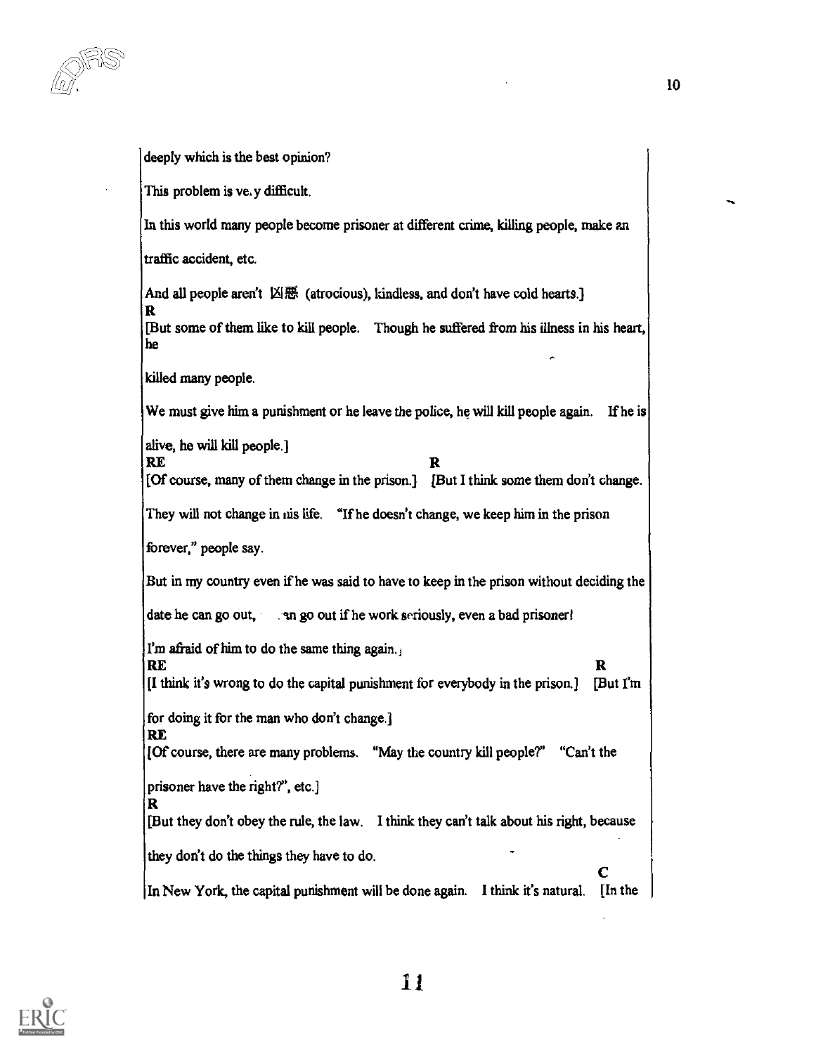deeply which is the best opinion?

This problem is ve.y difficult.

In this world many people become prisoner at different crime, killing people, make an traffic accident, etc.

And all people aren't 凶悪 (atrocious), kindless, and don't have cold hearts.]

R

[But some of them like to kill people. Though he suffered from his illness in his heart, he killed many people.

We must give him a punishment or he leave the police, he will kill people again. If he is alive, he will kill people.]

RE R

[Of course, many of them change in the prison.] [But I think some them don't change.

They will not change in his life. "If he doesn't change, we keep him in the prison forever," people say.

But in my country even if he was said to have to keep in the prison without deciding the date he can go out, an go out if he work seriously, even a bad prisoner!

I'm afraid of him to do the same thing again.]

RE R

[I think it's wrong to do the capital punishment for everybody in the prison.] [But I'm for doing it for the man who don't change.]

RE

[Of course, there are many problems. "May the country kill people?" "Can't the prisoner have the right?", etc.]

R

[But they don't obey the rule, the law. I think they can't talk about his right, because they don't do the things they have to do.

C

In New York, the capital punishment will be done again. I think it's natural. [In the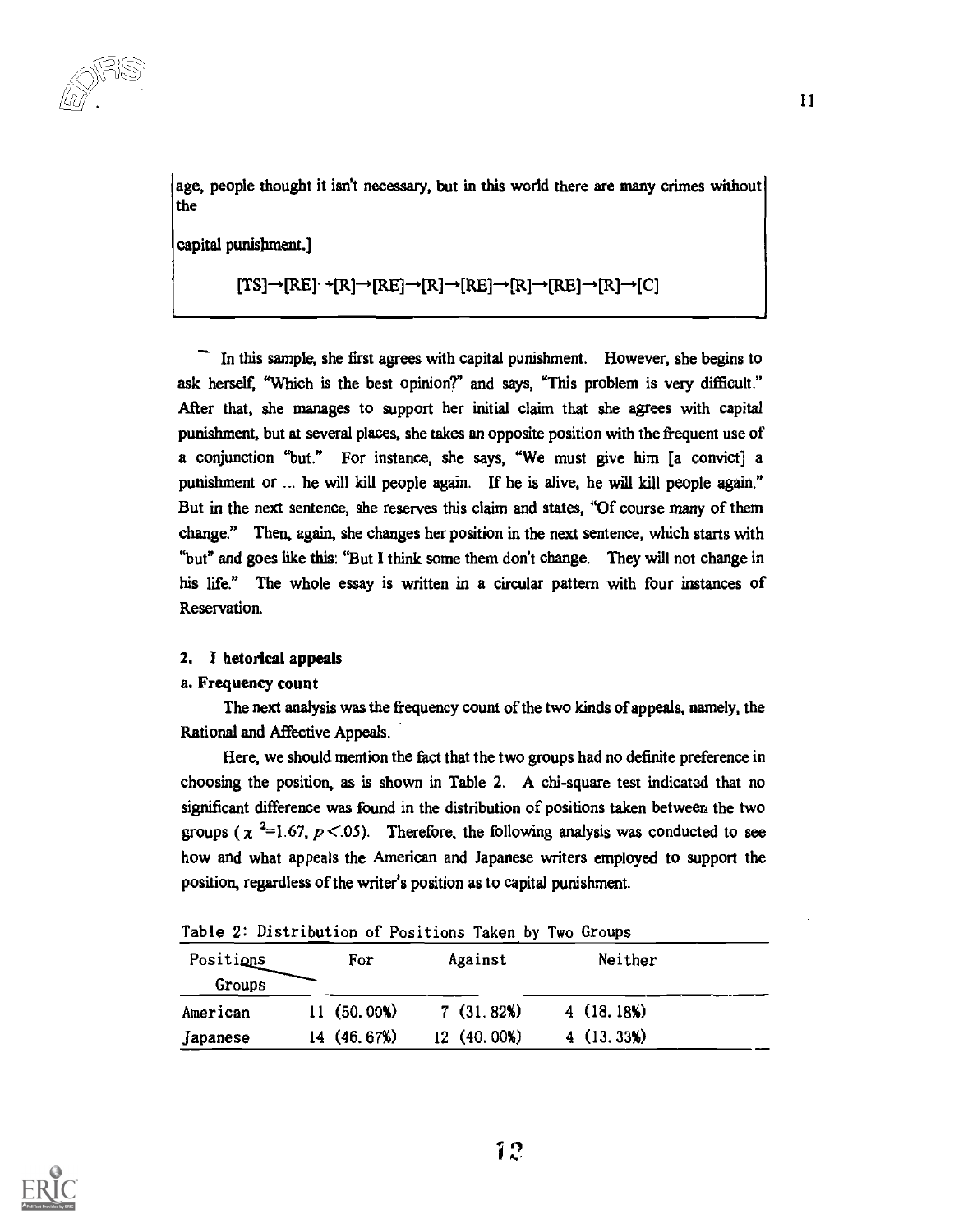age, people thought it isn't necessary, but in this world there are many crimes without the

capital punishment.]

[TS]→[RE]→[R]→[RE]→[R]→[RE]→[R]→[RE]→[R]→[C]

In this sample, she first agrees with capital punishment. However, she begins to ask herself, "Which is the best opinion?" and says, "This problem is very difficult." After that, she manages to support her initial claim that she agrees with capital punishment, but at several places, she takes an opposite position with the frequent use of a conjunction "but." For instance, she says, "We must give him [a convict] a punishment or ... he will kill people again. If he is alive, he will kill people again." But in the next sentence, she reserves this claim and states, "Of course many of them change." Then, again, she changes her position in the next sentence, which starts with "but" and goes like this: "But I think some them don't change. They will not change in his life." The whole essay is written in a circular pattern with four instances of Reservation.

### 2. Rhetorical appeals

#### a. Frequency count

The next analysis was the frequency count of the two kinds of appeals, namely, the Rational and Affective Appeals.

Here, we should mention the fact that the two groups had no definite preference in choosing the position, as is shown in Table 2. A chi-square test indicated that no significant difference was found in the distribution of positions taken between the two groups ($\chi^2$=1.67, $p$<.05). Therefore, the following analysis was conducted to see how and what appeals the American and Japanese writers employed to support the position, regardless of the writer's position as to capital punishment.

Table 2: Distribution of Positions Taken by Two Groups

| Positions / Groups | For | Against | Neither |
|---|---|---|---|
| American | 11 (50.00%) | 7 (31.82%) | 4 (18.18%) |
| Japanese | 14 (46.67%) | 12 (40.00%) | 4 (13.33%) |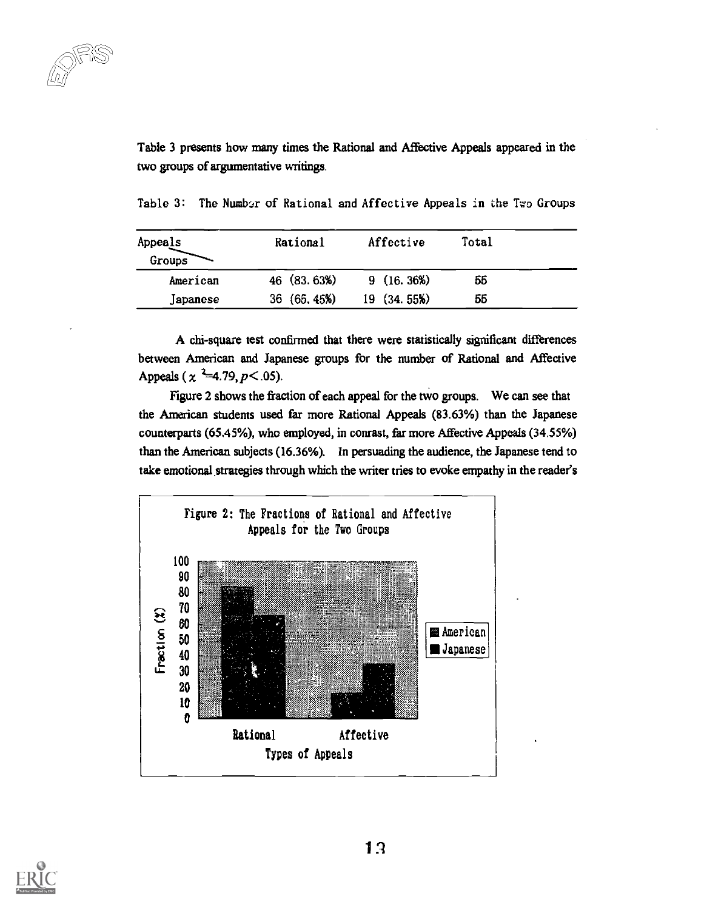Table 3 presents how many times the Rational and Affective Appeals appeared in the two groups of argumentative writings.

Table 3: The Number of Rational and Affective Appeals in the Two Groups

| Appeals / Groups | Rational | Affective | Total |
|---|---|---|---|
| American | 46 (83.63%) | 9 (16.36%) | 55 |
| Japanese | 36 (65.45%) | 19 (34.55%) | 55 |

A chi-square test confirmed that there were statistically significant differences between American and Japanese groups for the number of Rational and Affective Appeals ($\chi^2$=4.79, $p<.05$).

Figure 2 shows the fraction of each appeal for the two groups. We can see that the American students used far more Rational Appeals (83.63%) than the Japanese counterparts (65.45%), who employed, in conrast, far more Affective Appeals (34.55%) than the American subjects (16.36%). In persuading the audience, the Japanese tend to take emotional strategies through which the writer tries to evoke empathy in the reader's

Figure 2: The Fractions of Rational and Affective Appeals for the Two Groups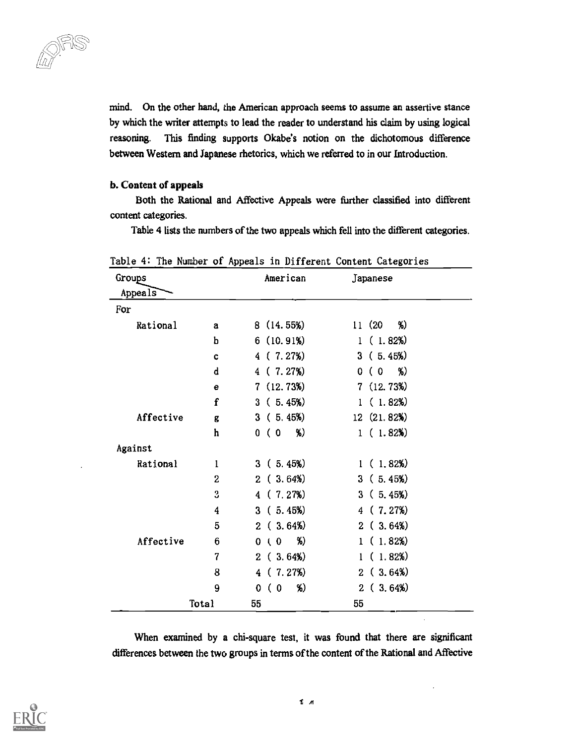mind. On the other hand, the American approach seems to assume an assertive stance by which the writer attempts to lead the reader to understand his claim by using logical reasoning. This finding supports Okabe's notion on the dichotomous difference between Western and Japanese rhetorics, which we referred to in our Introduction.

**b. Content of appeals**

Both the Rational and Affective Appeals were further classified into different content categories.

Table 4 lists the numbers of the two appeals which fell into the different categories.

Table 4: The Number of Appeals in Different Content Categories

| Groups / Appeals | | American | Japanese |
|---|---|---|---|
| For | | | |
| Rational | a | 8 (14.55%) | 11 (20 %) |
| | b | 6 (10.91%) | 1 ( 1.82%) |
| | c | 4 ( 7.27%) | 3 ( 5.45%) |
| | d | 4 ( 7.27%) | 0 ( 0 %) |
| | e | 7 (12.73%) | 7 (12.73%) |
| | f | 3 ( 5.45%) | 1 ( 1.82%) |
| Affective | g | 3 ( 5.45%) | 12 (21.82%) |
| | h | 0 ( 0 %) | 1 ( 1.82%) |
| Against | | | |
| Rational | 1 | 3 ( 5.45%) | 1 ( 1.82%) |
| | 2 | 2 ( 3.64%) | 3 ( 5.45%) |
| | 3 | 4 ( 7.27%) | 3 ( 5.45%) |
| | 4 | 3 ( 5.45%) | 4 ( 7.27%) |
| | 5 | 2 ( 3.64%) | 2 ( 3.64%) |
| Affective | 6 | 0 ( 0 %) | 1 ( 1.82%) |
| | 7 | 2 ( 3.64%) | 1 ( 1.82%) |
| | 8 | 4 ( 7.27%) | 2 ( 3.64%) |
| | 9 | 0 ( 0 %) | 2 ( 3.64%) |
| Total | | 55 | 55 |

When examined by a chi-square test, it was found that there are significant differences between the two groups in terms of the content of the Rational and Affective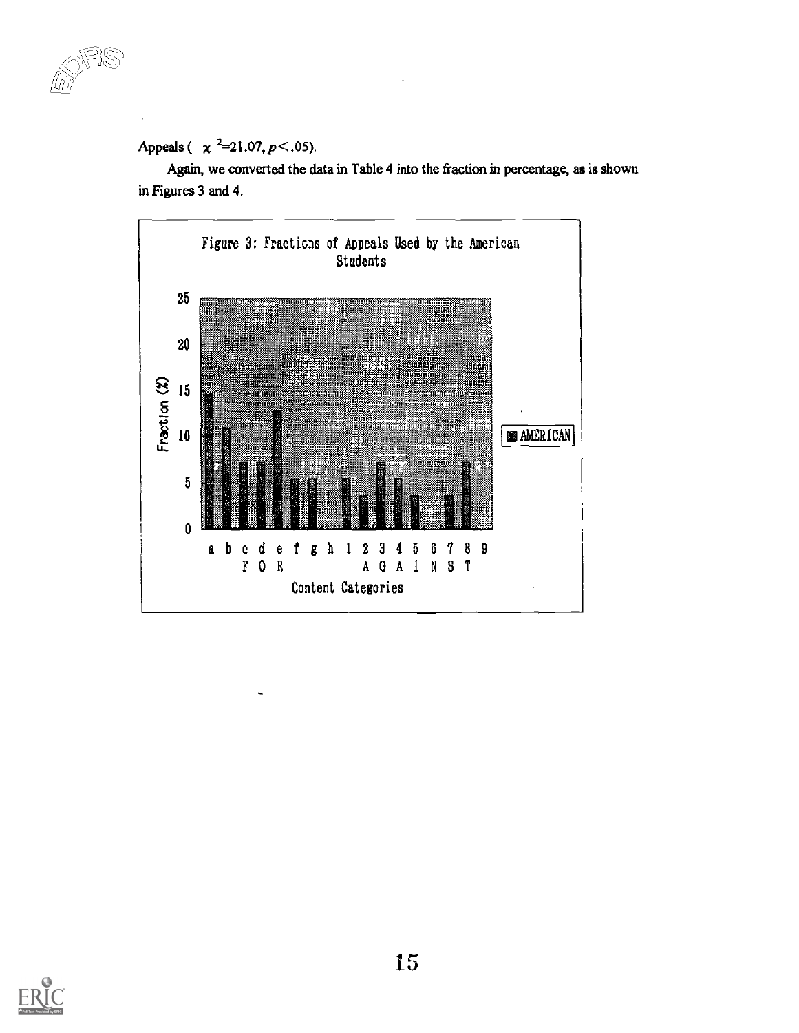Appeals ( $\chi^2$=21.07, $p$<.05).

Again, we converted the data in Table 4 into the fraction in percentage, as is shown in Figures 3 and 4.

Figure 3: Fractions of Appeals Used by the American Students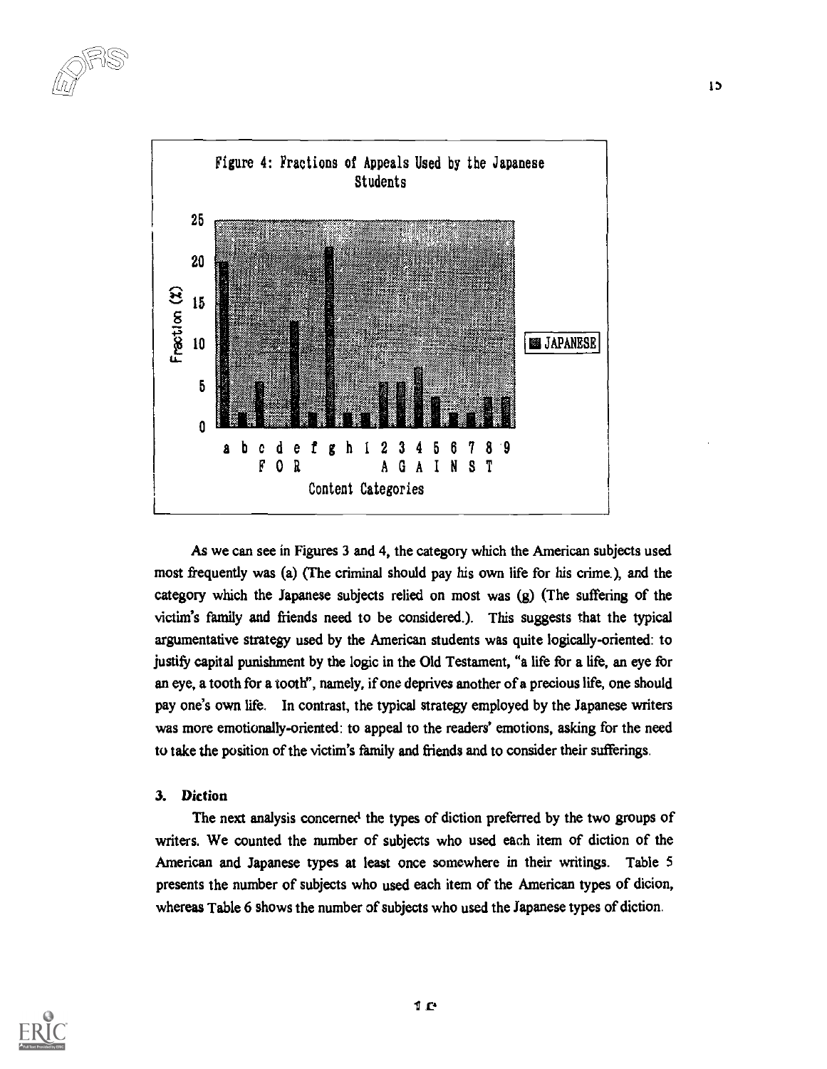Figure 4: Fractions of Appeals Used by the Japanese Students

As we can see in Figures 3 and 4, the category which the American subjects used most frequently was (a) (The criminal should pay his own life for his crime.), and the category which the Japanese subjects relied on most was (g) (The suffering of the victim's family and friends need to be considered.). This suggests that the typical argumentative strategy used by the American students was quite logically-oriented: to justify capital punishment by the logic in the Old Testament, "a life for a life, an eye for an eye, a tooth for a tooth", namely, if one deprives another of a precious life, one should pay one's own life. In contrast, the typical strategy employed by the Japanese writers was more emotionally-oriented: to appeal to the readers' emotions, asking for the need to take the position of the victim's family and friends and to consider their sufferings.

### 3. *Diction*

The next analysis concerned the types of diction preferred by the two groups of writers. We counted the number of subjects who used each item of diction of the American and Japanese types at least once somewhere in their writings. Table 5 presents the number of subjects who used each item of the American types of dicion, whereas Table 6 shows the number of subjects who used the Japanese types of diction.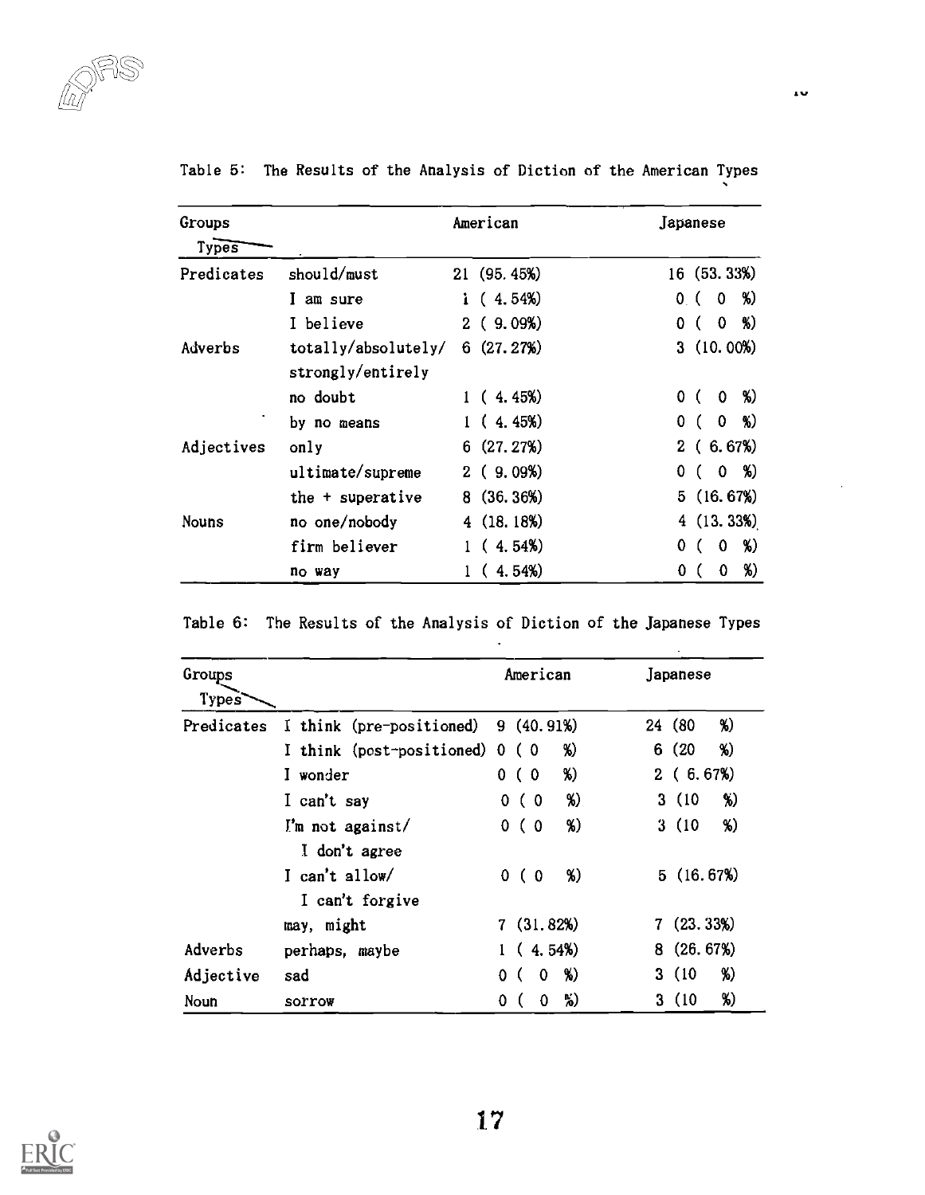Table 5: The Results of the Analysis of Diction of the American Types

| Groups / Types | | American | Japanese |
|---|---|---|---|
| Predicates | should/must | 21 (95.45%) | 16 (53.33%) |
| | I am sure | 1 ( 4.54%) | 0 ( 0 %) |
| | I believe | 2 ( 9.09%) | 0 ( 0 %) |
| Adverbs | totally/absolutely/ strongly/entirely | 6 (27.27%) | 3 (10.00%) |
| | no doubt | 1 ( 4.45%) | 0 ( 0 %) |
| | by no means | 1 ( 4.45%) | 0 ( 0 %) |
| Adjectives | only | 6 (27.27%) | 2 ( 6.67%) |
| | ultimate/supreme | 2 ( 9.09%) | 0 ( 0 %) |
| | the + superative | 8 (36.36%) | 5 (16.67%) |
| Nouns | no one/nobody | 4 (18.18%) | 4 (13.33%) |
| | firm believer | 1 ( 4.54%) | 0 ( 0 %) |
| | no way | 1 ( 4.54%) | 0 ( 0 %) |

Table 6: The Results of the Analysis of Diction of the Japanese Types

| Groups / Types | | American | Japanese |
|---|---|---|---|
| Predicates | I think (pre-positioned) | 9 (40.91%) | 24 (80 %) |
| | I think (post-positioned) | 0 ( 0 %) | 6 (20 %) |
| | I wonder | 0 ( 0 %) | 2 ( 6.67%) |
| | I can't say | 0 ( 0 %) | 3 (10 %) |
| | I'm not against/ I don't agree | 0 ( 0 %) | 3 (10 %) |
| | I can't allow/ I can't forgive | 0 ( 0 %) | 5 (16.67%) |
| | may, might | 7 (31.82%) | 7 (23.33%) |
| Adverbs | perhaps, maybe | 1 ( 4.54%) | 8 (26.67%) |
| Adjective | sad | 0 ( 0 %) | 3 (10 %) |
| Noun | sorrow | 0 ( 0 %) | 3 (10 %) |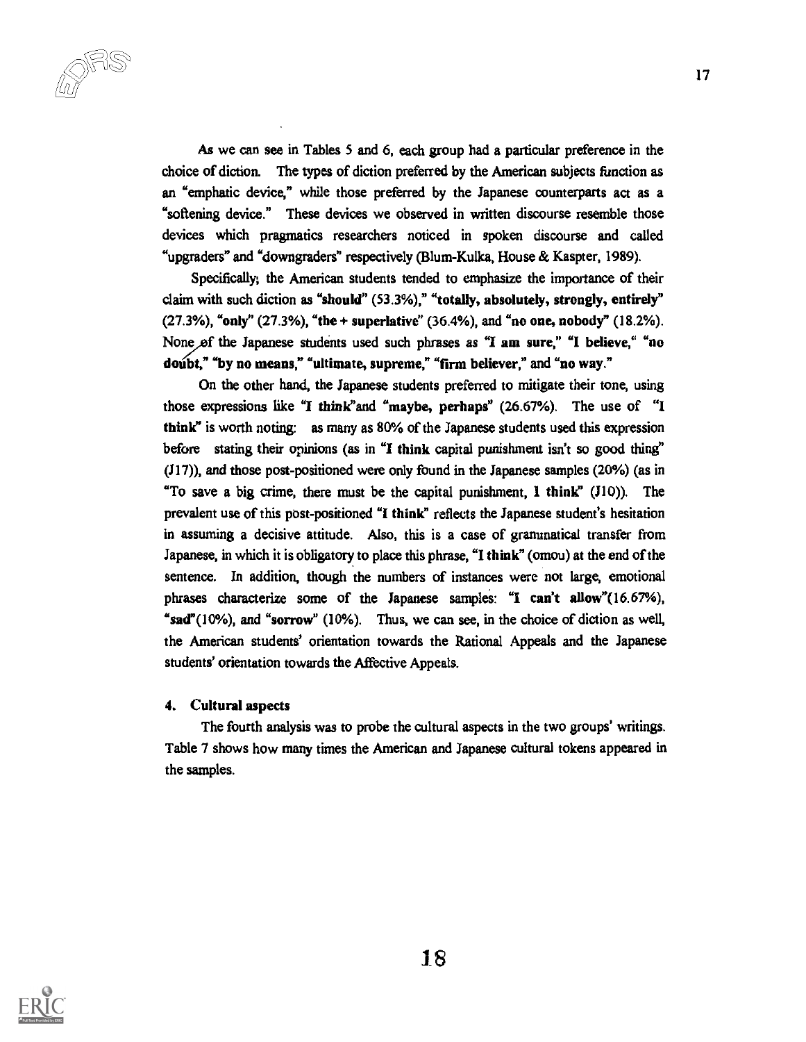As we can see in Tables 5 and 6, each group had a particular preference in the choice of diction. The types of diction preferred by the American subjects function as an "emphatic device," while those preferred by the Japanese counterparts act as a "softening device." These devices we observed in written discourse resemble those devices which pragmatics researchers noticed in spoken discourse and called "upgraders" and "downgraders" respectively (Blum-Kulka, House & Kaspter, 1989).

Specifically, the American students tended to emphasize the importance of their claim with such diction as **"should"** (53.3%)," **"totally, absolutely, strongly, entirely"** (27.3%), **"only"** (27.3%), **"the + superlative"** (36.4%), and **"no one, nobody"** (18.2%). None of the Japanese students used such phrases as **"I am sure," "I believe," "no doubt," "by no means," "ultimate, supreme," "firm believer,"** and **"no way."**

On the other hand, the Japanese students preferred to mitigate their tone, using those expressions like **"I think"**and **"maybe, perhaps"** (26.67%). The use of **"I think"** is worth noting: as many as 80% of the Japanese students used this expression before stating their opinions (as in "**I think** capital punishment isn't so good thing" (J17)), and those post-positioned were only found in the Japanese samples (20%) (as in "To save a big crime, there must be the capital punishment, **I think**" (J10)). The prevalent use of this post-positioned **"I think"** reflects the Japanese student's hesitation in assuming a decisive attitude. Also, this is a case of grammatical transfer from Japanese, in which it is obligatory to place this phrase, **"I think"** (omou) at the end of the sentence. In addition, though the numbers of instances were not large, emotional phrases characterize some of the Japanese samples: **"I can't allow"**(16.67%), **"sad"**(10%), and **"sorrow"** (10%). Thus, we can see, in the choice of diction as well, the American students' orientation towards the Rational Appeals and the Japanese students' orientation towards the Affective Appeals.

### 4. Cultural aspects

The fourth analysis was to probe the cultural aspects in the two groups' writings. Table 7 shows how many times the American and Japanese cultural tokens appeared in the samples.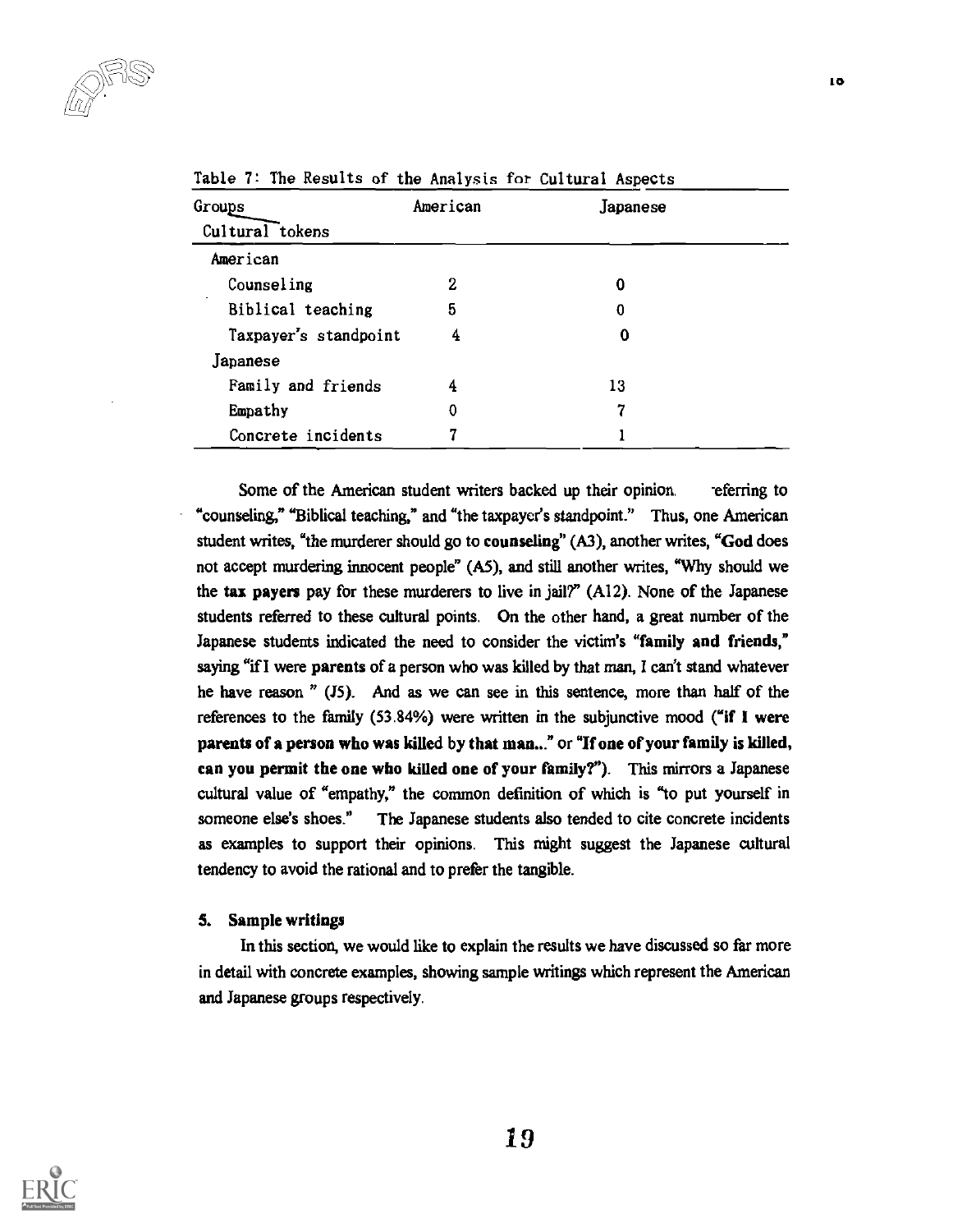Table 7: The Results of the Analysis for Cultural Aspects

| Groups / Cultural tokens | American | Japanese |
|---|---|---|
| American | | |
| Counseling | 2 | 0 |
| Biblical teaching | 5 | 0 |
| Taxpayer's standpoint | 4 | 0 |
| Japanese | | |
| Family and friends | 4 | 13 |
| Empathy | 0 | 7 |
| Concrete incidents | 7 | 1 |

Some of the American student writers backed up their opinion referring to "counseling," "Biblical teaching," and "the taxpayer's standpoint." Thus, one American student writes, "the murderer should go to **counseling**" (A3), another writes, "**God** does not accept murdering innocent people" (A5), and still another writes, "Why should we the **tax payers** pay for these murderers to live in jail?" (A12). None of the Japanese students referred to these cultural points. On the other hand, a great number of the Japanese students indicated the need to consider the victim's "**family and friends,**" saying "if I were **parents** of a person who was killed by that man, I can't stand whatever he have reason " (J5). And as we can see in this sentence, more than half of the references to the family (53.84%) were written in the subjunctive mood (**"if I were parents of a person who was killed by that man..."** or **"If one of your family is killed, can you permit the one who killed one of your family?"**). This mirrors a Japanese cultural value of "empathy," the common definition of which is "to put yourself in someone else's shoes." The Japanese students also tended to cite concrete incidents as examples to support their opinions. This might suggest the Japanese cultural tendency to avoid the rational and to prefer the tangible.

## 5. Sample writings

In this section, we would like to explain the results we have discussed so far more in detail with concrete examples, showing sample writings which represent the American and Japanese groups respectively.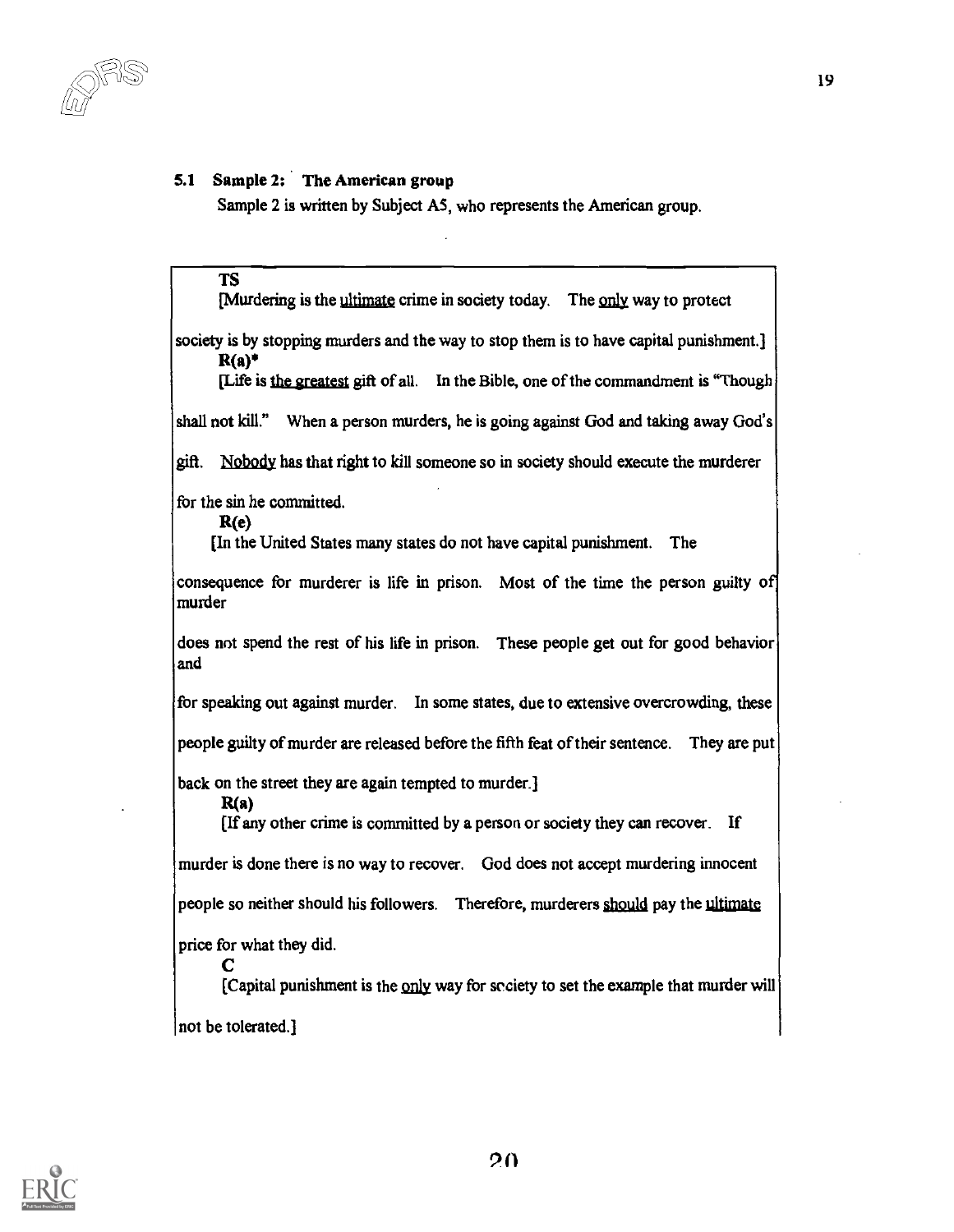### 5.1 Sample 2: The American group

Sample 2 is written by Subject A5, who represents the American group.

**TS**

[Murdering is the <u>ultimate</u> crime in society today. The <u>only</u> way to protect society is by stopping murders and the way to stop them is to have capital punishment.]

**R(a)***

[Life is <u>the greatest</u> gift of all. In the Bible, one of the commandment is "Though shall not kill." When a person murders, he is going against God and taking away God's gift. <u>Nobody</u> has that right to kill someone so in society should execute the murderer for the sin he committed.

**R(e)**

[In the United States many states do not have capital punishment. The consequence for murderer is life in prison. Most of the time the person guilty of murder does not spend the rest of his life in prison. These people get out for good behavior and for speaking out against murder. In some states, due to extensive overcrowding, these people guilty of murder are released before the fifth feat of their sentence. They are put back on the street they are again tempted to murder.]

**R(a)**

[If any other crime is committed by a person or society they can recover. If murder is done there is no way to recover. God does not accept murdering innocent people so neither should his followers. Therefore, murderers <u>should</u> pay the <u>ultimate</u> price for what they did.

**C**

[Capital punishment is the <u>only</u> way for society to set the example that murder will not be tolerated.]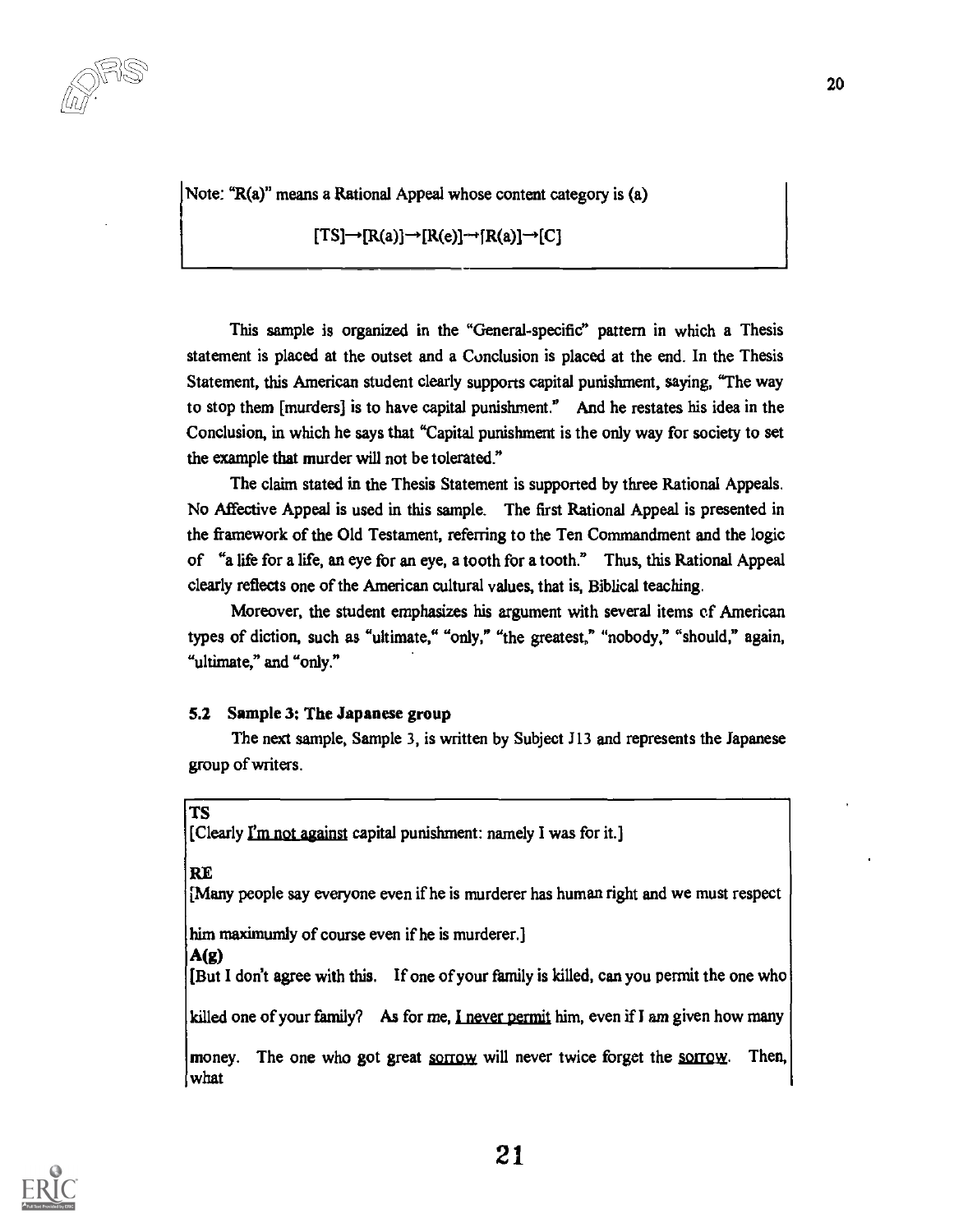Note: "R(a)" means a Rational Appeal whose content category is (a)

[TS]→[R(a)]→[R(e)]→[R(a)]→[C]

This sample is organized in the "General-specific" pattern in which a Thesis statement is placed at the outset and a Conclusion is placed at the end. In the Thesis Statement, this American student clearly supports capital punishment, saying, "The way to stop them [murders] is to have capital punishment." And he restates his idea in the Conclusion, in which he says that "Capital punishment is the only way for society to set the example that murder will not be tolerated."

The claim stated in the Thesis Statement is supported by three Rational Appeals. No Affective Appeal is used in this sample. The first Rational Appeal is presented in the framework of the Old Testament, referring to the Ten Commandment and the logic of "a life for a life, an eye for an eye, a tooth for a tooth." Thus, this Rational Appeal clearly reflects one of the American cultural values, that is, Biblical teaching.

Moreover, the student emphasizes his argument with several items of American types of diction, such as "ultimate," "only," "the greatest," "nobody," "should," again, "ultimate," and "only."

### 5.2 Sample 3: The Japanese group

The next sample, Sample 3, is written by Subject J13 and represents the Japanese group of writers.

**TS**
[Clearly <u>I'm not against</u> capital punishment: namely I was for it.]

**RE**
[Many people say everyone even if he is murderer has human right and we must respect him maximumly of course even if he is murderer.]

**A(g)**
[But I don't agree with this. If one of your family is killed, can you permit the one who killed one of your family? As for me, <u>I never permit</u> him, even if I am given how many money. The one who got great <u>sorrow</u> will never twice forget the <u>sorrow</u>. Then, what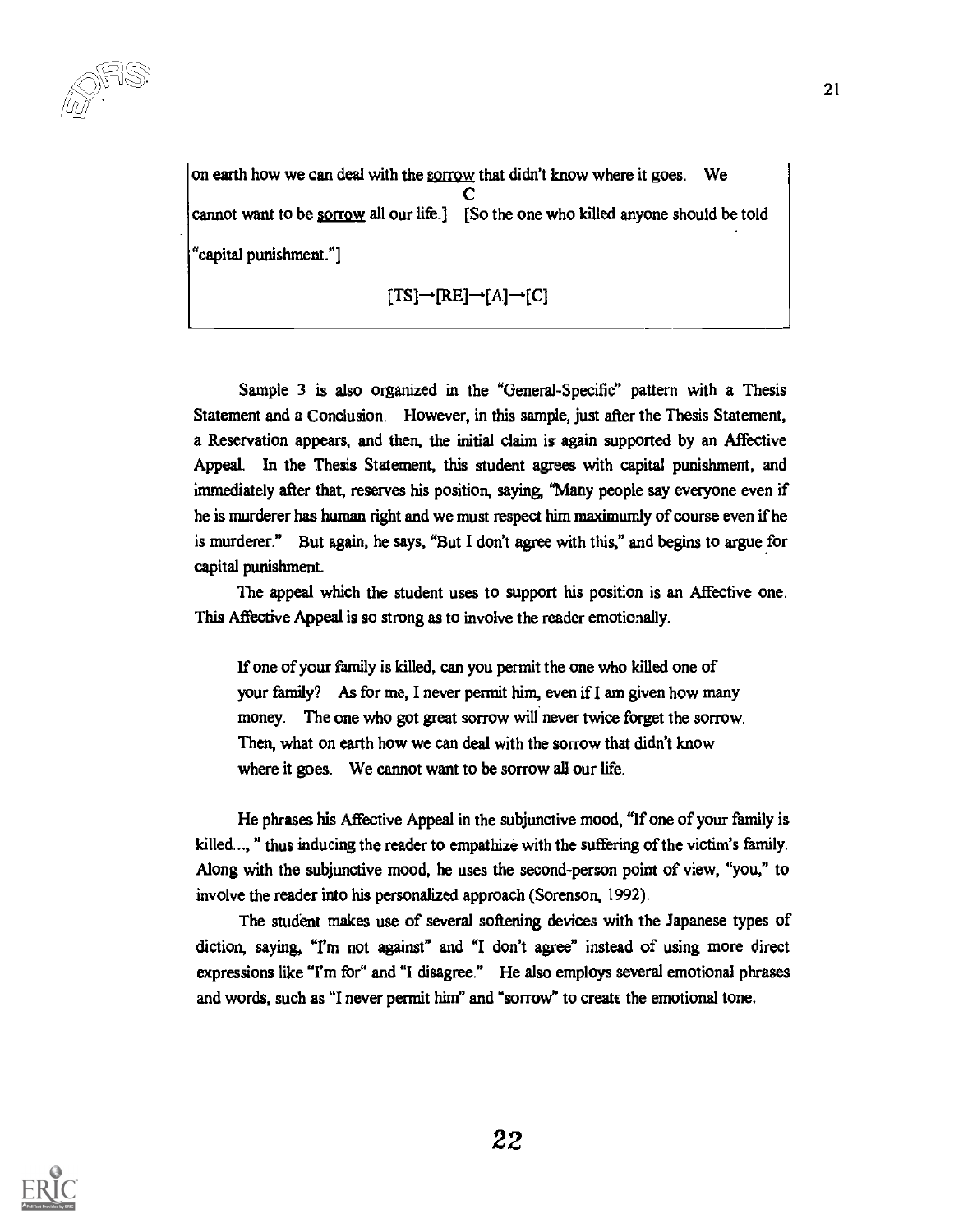on earth how we can deal with the sorrow that didn't know where it goes. We cannot want to be sorrow all our life.] [So the one who killed anyone should be told "capital punishment."]

C

[TS]→[RE]→[A]→[C]

Sample 3 is also organized in the "General-Specific" pattern with a Thesis Statement and a Conclusion. However, in this sample, just after the Thesis Statement, a Reservation appears, and then, the initial claim is again supported by an Affective Appeal. In the Thesis Statement, this student agrees with capital punishment, and immediately after that, reserves his position, saying, "Many people say everyone even if he is murderer has human right and we must respect him maximumly of course even if he is murderer." But again, he says, "But I don't agree with this," and begins to argue for capital punishment.

The appeal which the student uses to support his position is an Affective one. This Affective Appeal is so strong as to involve the reader emotionally.

> If one of your family is killed, can you permit the one who killed one of your family? As for me, I never permit him, even if I am given how many money. The one who got great sorrow will never twice forget the sorrow. Then, what on earth how we can deal with the sorrow that didn't know where it goes. We cannot want to be sorrow all our life.

He phrases his Affective Appeal in the subjunctive mood, "If one of your family is killed...," thus inducing the reader to empathize with the suffering of the victim's family. Along with the subjunctive mood, he uses the second-person point of view, "you," to involve the reader into his personalized approach (Sorenson, 1992).

The student makes use of several softening devices with the Japanese types of diction, saying, "I'm not against" and "I don't agree" instead of using more direct expressions like "I'm for" and "I disagree." He also employs several emotional phrases and words, such as "I never permit him" and "sorrow" to create the emotional tone.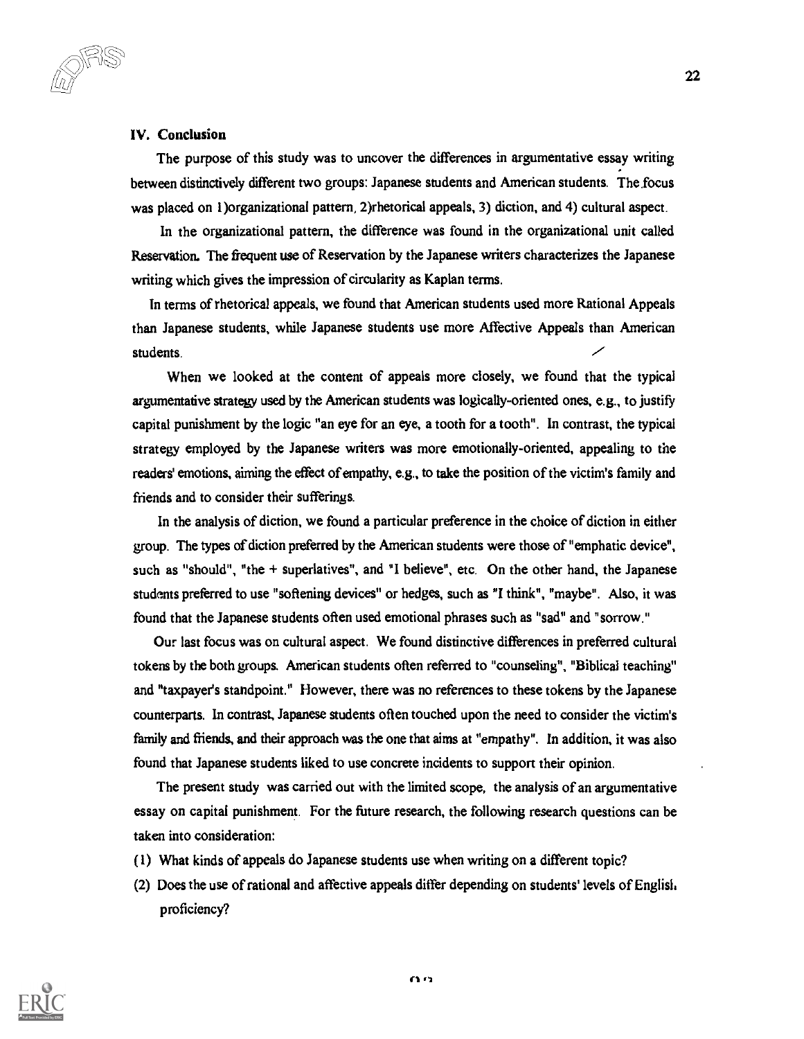## IV. Conclusion

The purpose of this study was to uncover the differences in argumentative essay writing between distinctively different two groups: Japanese students and American students. The focus was placed on 1)organizational pattern, 2)rhetorical appeals, 3) diction, and 4) cultural aspect.

In the organizational pattern, the difference was found in the organizational unit called Reservation. The frequent use of Reservation by the Japanese writers characterizes the Japanese writing which gives the impression of circularity as Kaplan terms.

In terms of rhetorical appeals, we found that American students used more Rational Appeals than Japanese students, while Japanese students use more Affective Appeals than American students.

When we looked at the content of appeals more closely, we found that the typical argumentative strategy used by the American students was logically-oriented ones, e.g., to justify capital punishment by the logic "an eye for an eye, a tooth for a tooth". In contrast, the typical strategy employed by the Japanese writers was more emotionally-oriented, appealing to the readers' emotions, aiming the effect of empathy, e.g., to take the position of the victim's family and friends and to consider their sufferings.

In the analysis of diction, we found a particular preference in the choice of diction in either group. The types of diction preferred by the American students were those of "emphatic device", such as "should", "the + superlatives", and "I believe", etc. On the other hand, the Japanese students preferred to use "softening devices" or hedges, such as "I think", "maybe". Also, it was found that the Japanese students often used emotional phrases such as "sad" and "sorrow."

Our last focus was on cultural aspect. We found distinctive differences in preferred cultural tokens by the both groups. American students often referred to "counseling", "Biblical teaching" and "taxpayer's standpoint." However, there was no references to these tokens by the Japanese counterparts. In contrast, Japanese students often touched upon the need to consider the victim's family and friends, and their approach was the one that aims at "empathy". In addition, it was also found that Japanese students liked to use concrete incidents to support their opinion.

The present study was carried out with the limited scope, the analysis of an argumentative essay on capital punishment. For the future research, the following research questions can be taken into consideration:

(1) What kinds of appeals do Japanese students use when writing on a different topic?

(2) Does the use of rational and affective appeals differ depending on students' levels of English proficiency?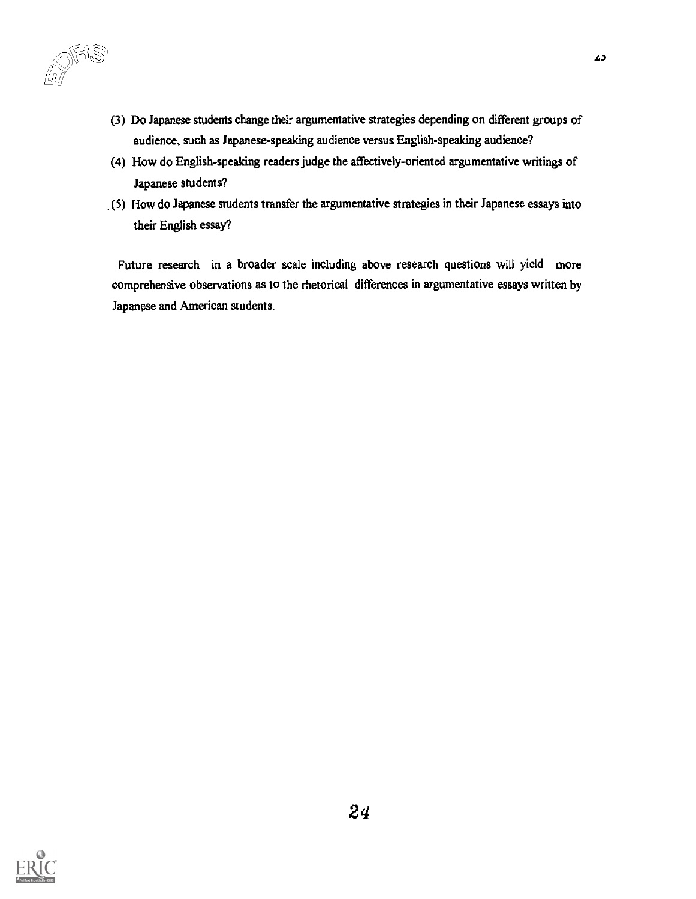(3) Do Japanese students change their argumentative strategies depending on different groups of audience, such as Japanese-speaking audience versus English-speaking audience?

(4) How do English-speaking readers judge the affectively-oriented argumentative writings of Japanese students?

(5) How do Japanese students transfer the argumentative strategies in their Japanese essays into their English essay?

Future research in a broader scale including above research questions will yield more comprehensive observations as to the rhetorical differences in argumentative essays written by Japanese and American students.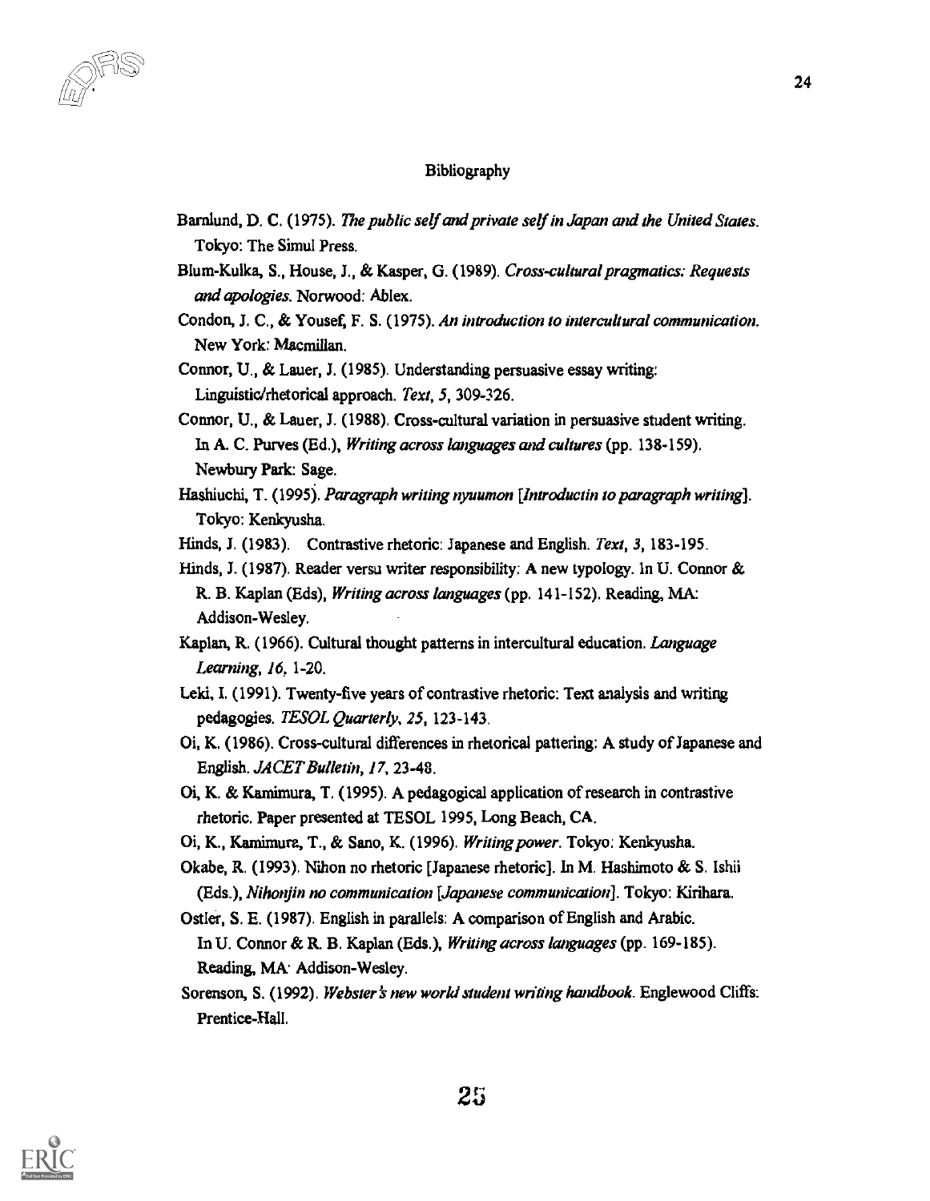## Bibliography

Barnlund, D. C. (1975). *The public self and private self in Japan and the United States.* Tokyo: The Simul Press.

Blum-Kulka, S., House, J., & Kasper, G. (1989). *Cross-cultural pragmatics: Requests and apologies.* Norwood: Ablex.

Condon, J. C., & Yousef, F. S. (1975). *An introduction to intercultural communication.* New York: Macmillan.

Connor, U., & Lauer, J. (1985). Understanding persuasive essay writing: Linguistic/rhetorical approach. *Text, 5,* 309-326.

Connor, U., & Lauer, J. (1988). Cross-cultural variation in persuasive student writing. In A. C. Purves (Ed.), *Writing across languages and cultures* (pp. 138-159). Newbury Park: Sage.

Hashiuchi, T. (1995). *Paragraph writing nyuumon [Introductin to paragraph writing].* Tokyo: Kenkyusha.

Hinds, J. (1983). Contrastive rhetoric: Japanese and English. *Text, 3,* 183-195.

Hinds, J. (1987). Reader versu writer responsibility: A new typology. In U. Connor & R. B. Kaplan (Eds), *Writing across languages* (pp. 141-152). Reading, MA: Addison-Wesley.

Kaplan, R. (1966). Cultural thought patterns in intercultural education. *Language Learning, 16,* 1-20.

Leki, I. (1991). Twenty-five years of contrastive rhetoric: Text analysis and writing pedagogies. *TESOL Quarterly, 25,* 123-143.

Oi, K. (1986). Cross-cultural differences in rhetorical pattering: A study of Japanese and English. *JACET Bulletin, 17,* 23-48.

Oi, K. & Kamimura, T. (1995). A pedagogical application of research in contrastive rhetoric. Paper presented at TESOL 1995, Long Beach, CA.

Oi, K., Kamimura, T., & Sano, K. (1996). *Writing power.* Tokyo: Kenkyusha.

Okabe, R. (1993). Nihon no rhetoric [Japanese rhetoric]. In M. Hashimoto & S. Ishii (Eds.), *Nihonjin no communication [Japanese communication].* Tokyo: Kirihara.

Ostler, S. E. (1987). English in parallels: A comparison of English and Arabic. In U. Connor & R. B. Kaplan (Eds.), *Writing across languages* (pp. 169-185). Reading, MA: Addison-Wesley.

Sorenson, S. (1992). *Webster's new world student writing handbook.* Englewood Cliffs: Prentice-Hall.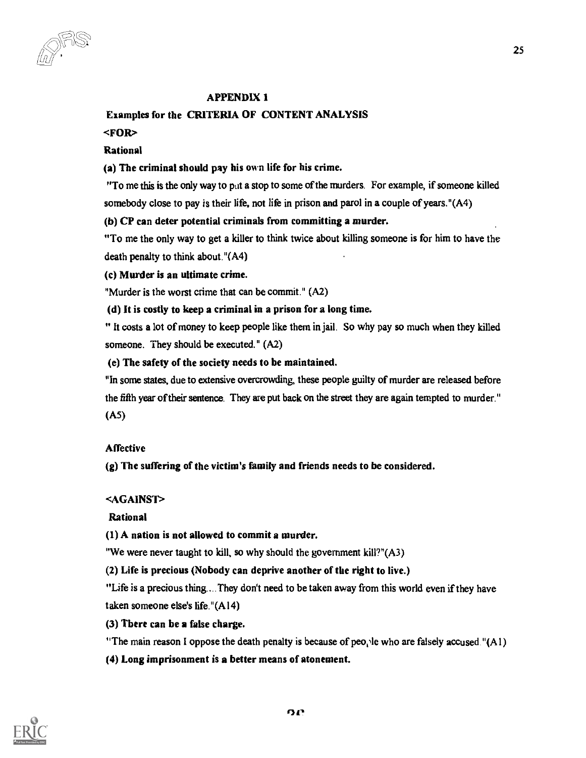## APPENDIX 1

**Examples for the CRITERIA OF CONTENT ANALYSIS**

**<FOR>**

**Rational**

**(a) The criminal should pay his own life for his crime.**

"To me this is the only way to put a stop to some of the murders. For example, if someone killed somebody close to pay is their life, not life in prison and parol in a couple of years."(A4)

**(b) CP can deter potential criminals from committing a murder.**

"To me the only way to get a killer to think twice about killing someone is for him to have the death penalty to think about."(A4)

**(c) Murder is an ultimate crime.**

"Murder is the worst crime that can be commit." (A2)

**(d) It is costly to keep a criminal in a prison for a long time.**

" It costs a lot of money to keep people like them in jail. So why pay so much when they killed someone. They should be executed." (A2)

**(e) The safety of the society needs to be maintained.**

"In some states, due to extensive overcrowding, these people guilty of murder are released before the fifth year of their sentence. They are put back on the street they are again tempted to murder." (A5)

**Affective**

**(g) The suffering of the victim's family and friends needs to be considered.**

**<AGAINST>**

**Rational**

**(1) A nation is not allowed to commit a murder.**

"We were never taught to kill, so why should the government kill?"(A3)

**(2) Life is precious (Nobody can deprive another of the right to live.)**

"Life is a precious thing....They don't need to be taken away from this world even if they have taken someone else's life."(A14)

**(3) There can be a false charge.**

"The main reason I oppose the death penalty is because of people who are falsely accused."(A1)

**(4) Long imprisonment is a better means of atonement.**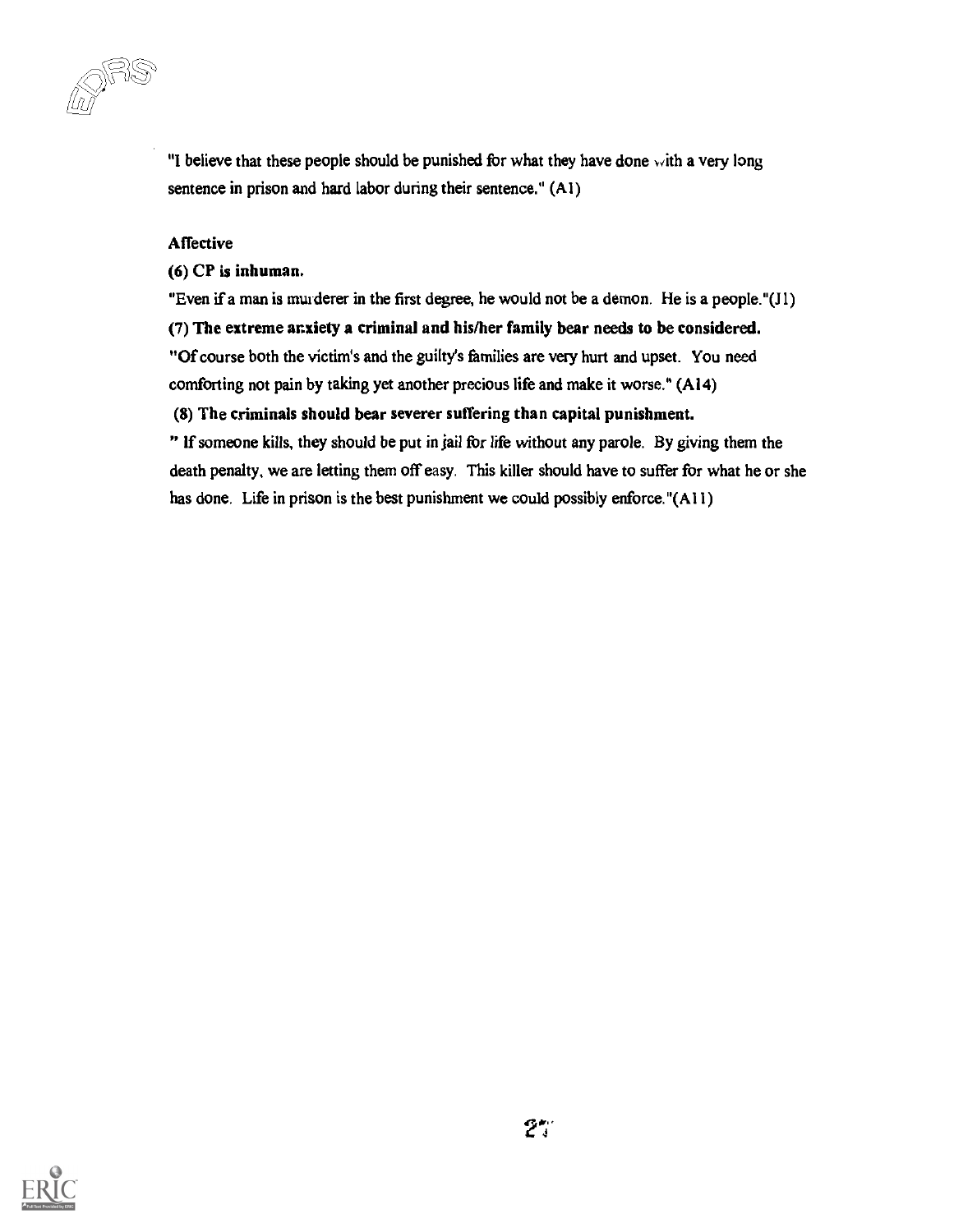"I believe that these people should be punished for what they have done with a very long sentence in prison and hard labor during their sentence." (A1)

### Affective

**(6) CP is inhuman.**

"Even if a man is murderer in the first degree, he would not be a demon. He is a people."(J1)

**(7) The extreme anxiety a criminal and his/her family bear needs to be considered.**

"Of course both the victim's and the guilty's families are very hurt and upset. You need comforting not pain by taking yet another precious life and make it worse." (A14)

**(8) The criminals should bear severer suffering than capital punishment.**

" If someone kills, they should be put in jail for life without any parole. By giving them the death penalty, we are letting them off easy. This killer should have to suffer for what he or she has done. Life in prison is the best punishment we could possibly enforce."(A11)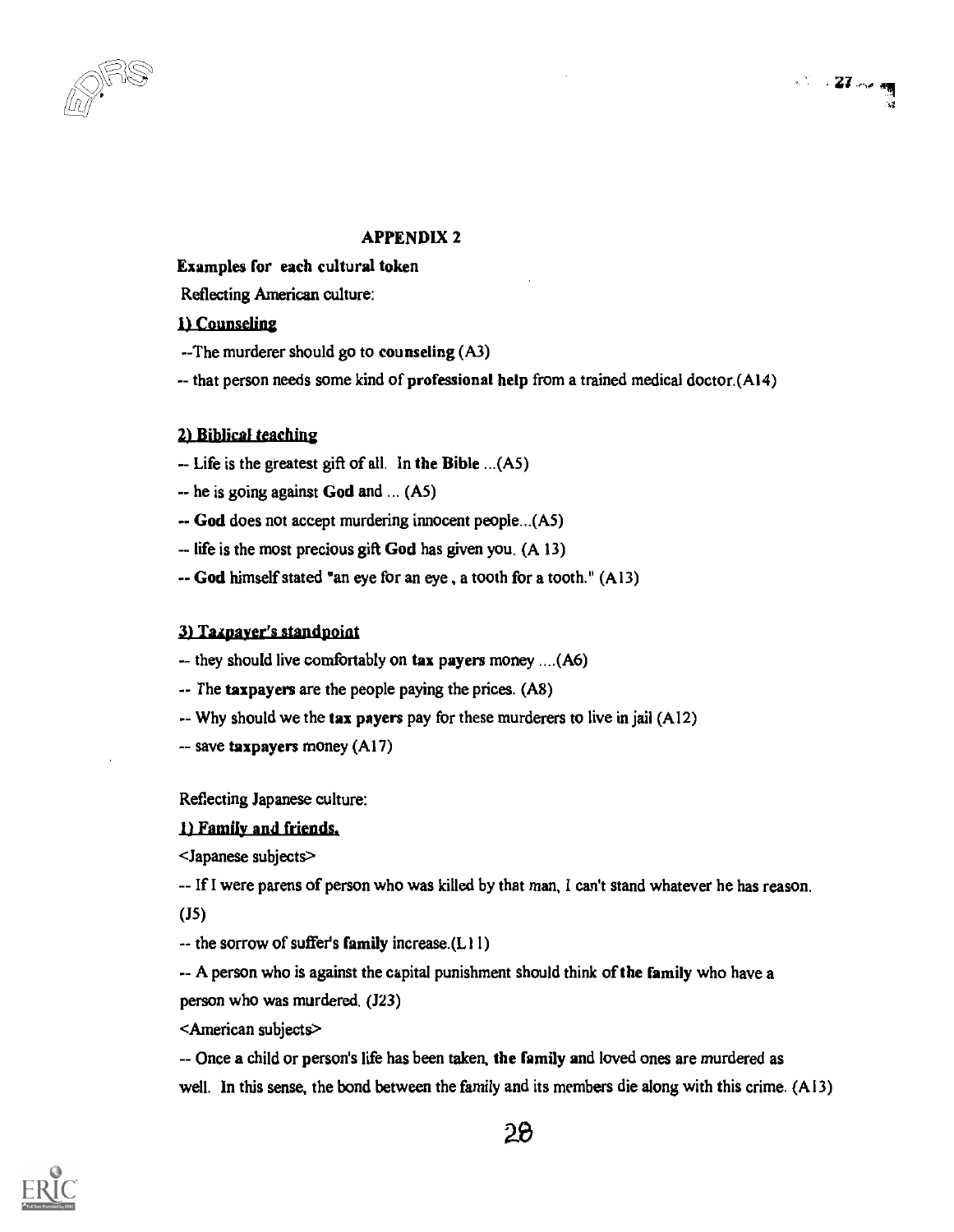## APPENDIX 2

**Examples for each cultural token**

Reflecting American culture:

### 1) Counseling

--The murderer should go to **counseling** (A3)

-- that person needs some kind of **professional help** from a trained medical doctor.(A14)

### 2) Biblical teaching

-- Life is the greatest gift of all. In **the Bible** ...(A5)

-- he is going against **God** and ... (A5)

-- **God** does not accept murdering innocent people...(A5)

-- life is the most precious gift **God** has given you. (A 13)

-- **God** himself stated "an eye for an eye, a tooth for a tooth." (A13)

### 3) Taxpayer's standpoint

-- they should live comfortably on **tax payers** money ....(A6)

-- The **taxpayers** are the people paying the prices. (A8)

-- Why should we the **tax payers** pay for these murderers to live in jail (A12)

-- save **taxpayers** money (A17)

Reflecting Japanese culture:

### 1) Family and friends.

<Japanese subjects>

-- If I were parens of person who was killed by that man, I can't stand whatever he has reason. (J5)

-- the sorrow of suffer's **family** increase.(L11)

-- A person who is against the capital punishment should think **of the family** who have a person who was murdered. (J23)

<American subjects>

-- Once a child or person's life has been taken, **the family** and loved ones are murdered as well. In this sense, the bond between the family and its members die along with this crime. (A13)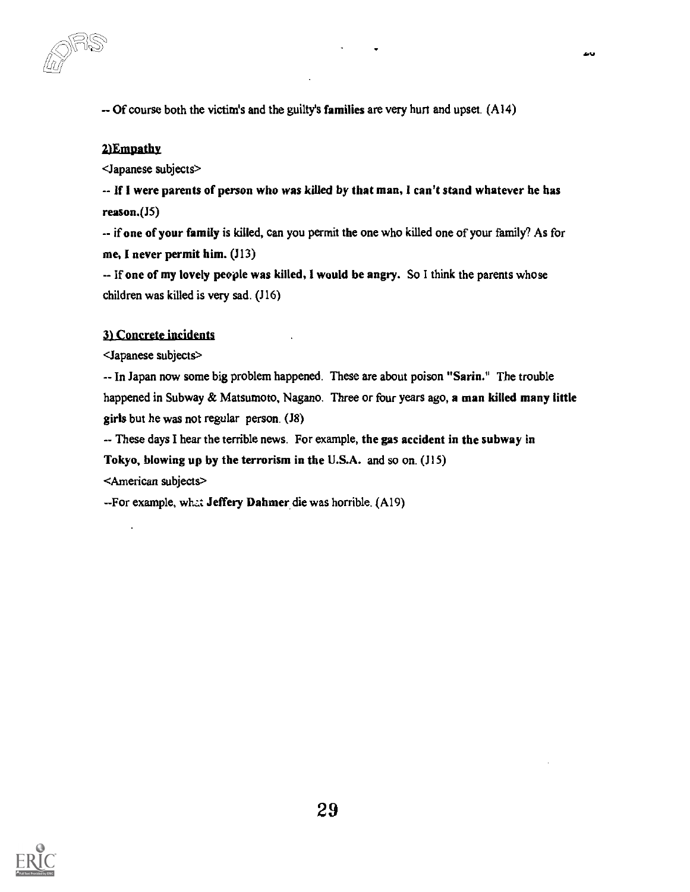-- Of course both the victim's and the guilty's **families** are very hurt and upset. (A14)

## 2)Empathy

<Japanese subjects>

-- **If I were parents of person who was killed by that man, I can't stand whatever he has reason.**(J5)

-- **if one of your family** is killed, can you permit the one who killed one of your family? As for **me, I never permit him.** (J13)

-- If **one of my lovely people was killed, I would be angry.** So I think the parents whose children was killed is very sad. (J16)

## 3) Concrete incidents

<Japanese subjects>

-- In Japan now some big problem happened. These are about poison **"Sarin."** The trouble happened in Subway & Matsumoto, Nagano. Three or four years ago, **a man killed many little girls** but he was not regular person. (J8)

-- These days I hear the terrible news. For example, **the gas accident in the subway in Tokyo, blowing up by the terrorism in the U.S.A.** and so on. (J15)

<American subjects>

--For example, what **Jeffery Dahmer** die was horrible. (A19)